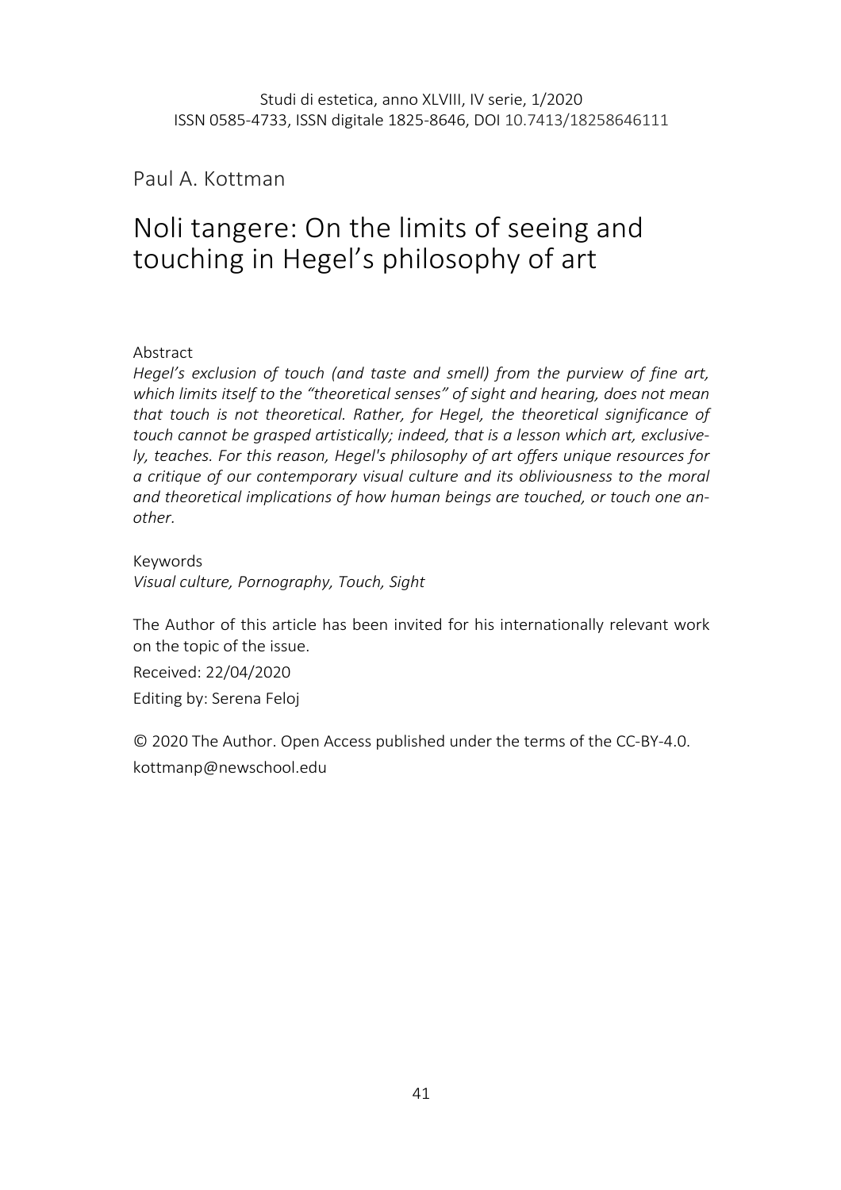Studi di estetica, anno XLVIII, IV serie, 1/2020
ISSN 0585-4733, ISSN digitale 1825-8646, DOI 10.7413/18258646111

Paul A. Kottman

# Noli tangere: On the limits of seeing and touching in Hegel's philosophy of art

Abstract

*Hegel's exclusion of touch (and taste and smell) from the purview of fine art, which limits itself to the "theoretical senses" of sight and hearing, does not mean that touch is not theoretical. Rather, for Hegel, the theoretical significance of touch cannot be grasped artistically; indeed, that is a lesson which art, exclusively, teaches. For this reason, Hegel's philosophy of art offers unique resources for a critique of our contemporary visual culture and its obliviousness to the moral and theoretical implications of how human beings are touched, or touch one another.*

Keywords

*Visual culture, Pornography, Touch, Sight*

The Author of this article has been invited for his internationally relevant work on the topic of the issue.

Received: 22/04/2020

Editing by: Serena Feloj

© 2020 The Author. Open Access published under the terms of the CC-BY-4.0.
kottmanp@newschool.edu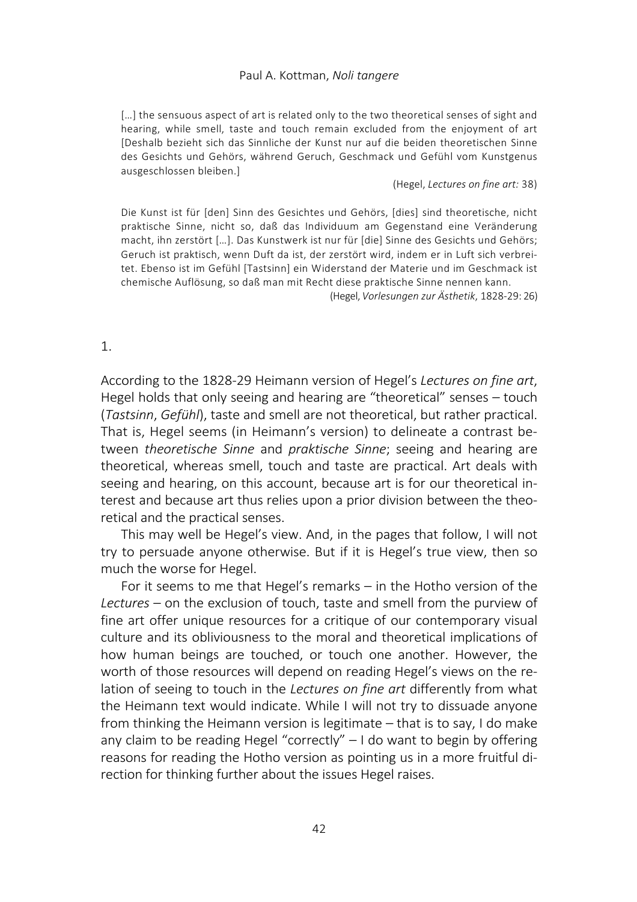> […] the sensuous aspect of art is related only to the two theoretical senses of sight and hearing, while smell, taste and touch remain excluded from the enjoyment of art [Deshalb bezieht sich das Sinnliche der Kunst nur auf die beiden theoretischen Sinne des Gesichts und Gehörs, während Geruch, Geschmack und Gefühl vom Kunstgenus ausgeschlossen bleiben.]
>
> (Hegel, *Lectures on fine art:* 38)

> Die Kunst ist für [den] Sinn des Gesichtes und Gehörs, [dies] sind theoretische, nicht praktische Sinne, nicht so, daß das Individuum am Gegenstand eine Veränderung macht, ihn zerstört […]. Das Kunstwerk ist nur für [die] Sinne des Gesichts und Gehörs; Geruch ist praktisch, wenn Duft da ist, der zerstört wird, indem er in Luft sich verbreitet. Ebenso ist im Gefühl [Tastsinn] ein Widerstand der Materie und im Geschmack ist chemische Auflösung, so daß man mit Recht diese praktische Sinne nennen kann.
>
> (Hegel, *Vorlesungen zur Ästhetik*, 1828-29: 26)

## 1.

According to the 1828-29 Heimann version of Hegel's *Lectures on fine art*, Hegel holds that only seeing and hearing are "theoretical" senses – touch (*Tastsinn*, *Gefühl*), taste and smell are not theoretical, but rather practical. That is, Hegel seems (in Heimann's version) to delineate a contrast between *theoretische Sinne* and *praktische Sinne*; seeing and hearing are theoretical, whereas smell, touch and taste are practical. Art deals with seeing and hearing, on this account, because art is for our theoretical interest and because art thus relies upon a prior division between the theoretical and the practical senses.

This may well be Hegel's view. And, in the pages that follow, I will not try to persuade anyone otherwise. But if it is Hegel's true view, then so much the worse for Hegel.

For it seems to me that Hegel's remarks – in the Hotho version of the *Lectures* – on the exclusion of touch, taste and smell from the purview of fine art offer unique resources for a critique of our contemporary visual culture and its obliviousness to the moral and theoretical implications of how human beings are touched, or touch one another. However, the worth of those resources will depend on reading Hegel's views on the relation of seeing to touch in the *Lectures on fine art* differently from what the Heimann text would indicate. While I will not try to dissuade anyone from thinking the Heimann version is legitimate – that is to say, I do make any claim to be reading Hegel "correctly" – I do want to begin by offering reasons for reading the Hotho version as pointing us in a more fruitful direction for thinking further about the issues Hegel raises.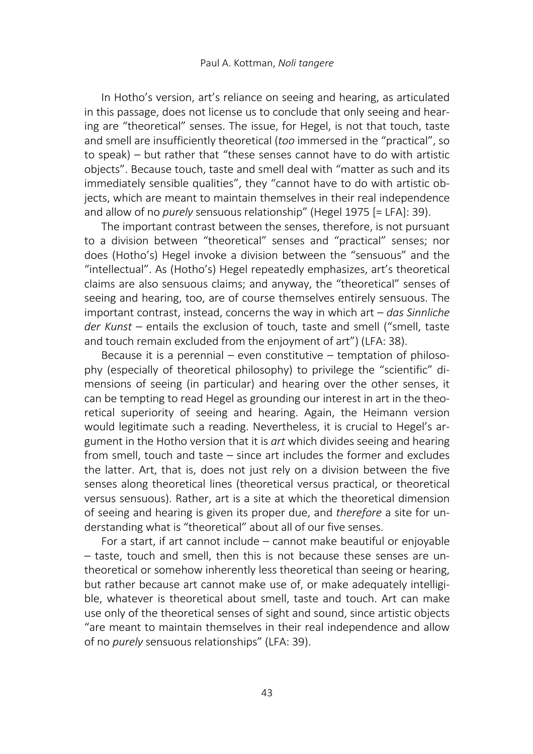In Hotho's version, art's reliance on seeing and hearing, as articulated in this passage, does not license us to conclude that only seeing and hearing are "theoretical" senses. The issue, for Hegel, is not that touch, taste and smell are insufficiently theoretical (*too* immersed in the "practical", so to speak) – but rather that "these senses cannot have to do with artistic objects". Because touch, taste and smell deal with "matter as such and its immediately sensible qualities", they "cannot have to do with artistic objects, which are meant to maintain themselves in their real independence and allow of no *purely* sensuous relationship" (Hegel 1975 [= LFA]: 39).

The important contrast between the senses, therefore, is not pursuant to a division between "theoretical" senses and "practical" senses; nor does (Hotho's) Hegel invoke a division between the "sensuous" and the "intellectual". As (Hotho's) Hegel repeatedly emphasizes, art's theoretical claims are also sensuous claims; and anyway, the "theoretical" senses of seeing and hearing, too, are of course themselves entirely sensuous. The important contrast, instead, concerns the way in which art – *das Sinnliche der Kunst* – entails the exclusion of touch, taste and smell ("smell, taste and touch remain excluded from the enjoyment of art") (LFA: 38).

Because it is a perennial – even constitutive – temptation of philosophy (especially of theoretical philosophy) to privilege the "scientific" dimensions of seeing (in particular) and hearing over the other senses, it can be tempting to read Hegel as grounding our interest in art in the theoretical superiority of seeing and hearing. Again, the Heimann version would legitimate such a reading. Nevertheless, it is crucial to Hegel's argument in the Hotho version that it is *art* which divides seeing and hearing from smell, touch and taste – since art includes the former and excludes the latter. Art, that is, does not just rely on a division between the five senses along theoretical lines (theoretical versus practical, or theoretical versus sensuous). Rather, art is a site at which the theoretical dimension of seeing and hearing is given its proper due, and *therefore* a site for understanding what is "theoretical" about all of our five senses.

For a start, if art cannot include – cannot make beautiful or enjoyable – taste, touch and smell, then this is not because these senses are untheoretical or somehow inherently less theoretical than seeing or hearing, but rather because art cannot make use of, or make adequately intelligible, whatever is theoretical about smell, taste and touch. Art can make use only of the theoretical senses of sight and sound, since artistic objects "are meant to maintain themselves in their real independence and allow of no *purely* sensuous relationships" (LFA: 39).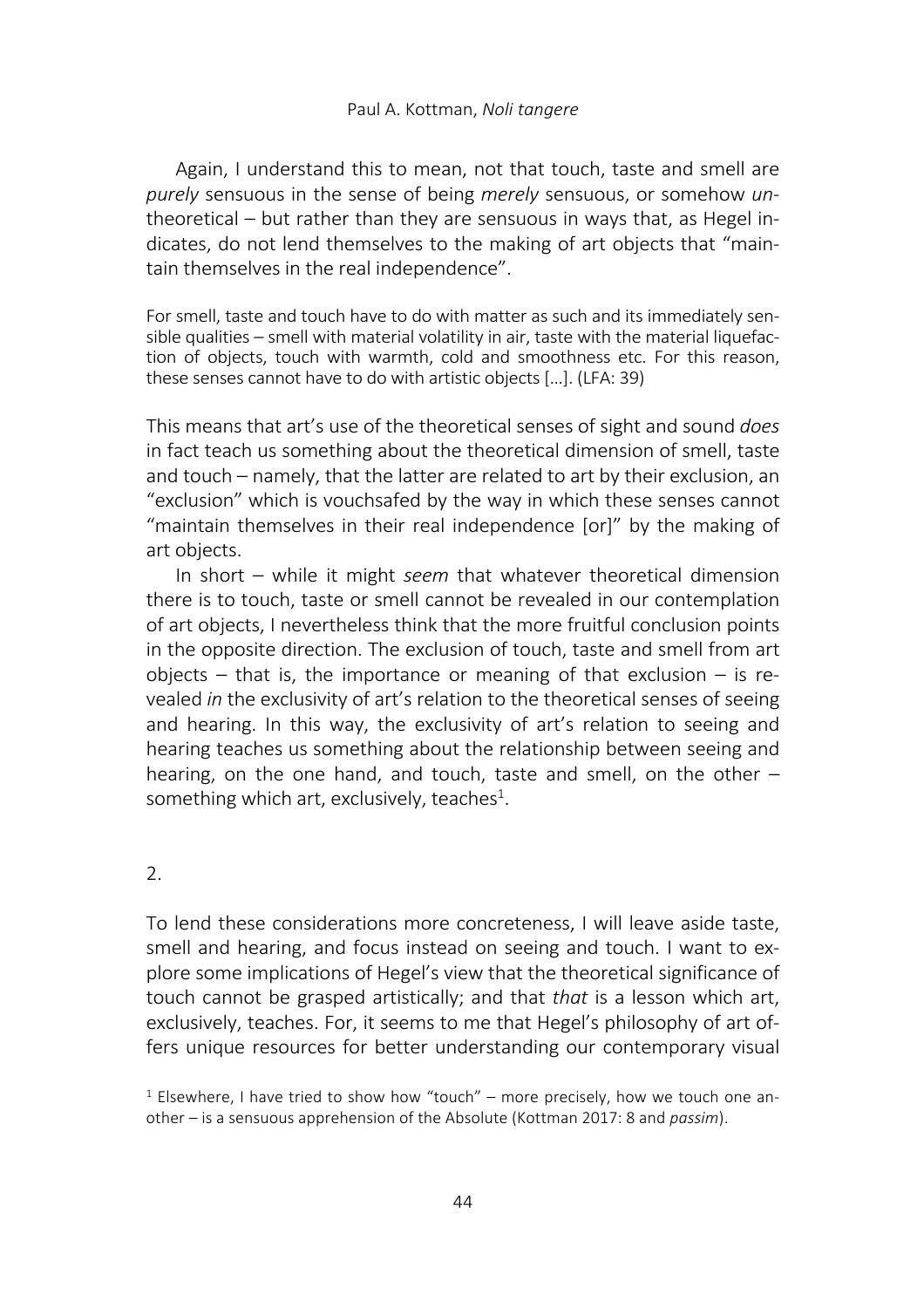Again, I understand this to mean, not that touch, taste and smell are *purely* sensuous in the sense of being *merely* sensuous, or somehow *un*-theoretical – but rather than they are sensuous in ways that, as Hegel indicates, do not lend themselves to the making of art objects that "maintain themselves in the real independence".

> For smell, taste and touch have to do with matter as such and its immediately sensible qualities – smell with material volatility in air, taste with the material liquefaction of objects, touch with warmth, cold and smoothness etc. For this reason, these senses cannot have to do with artistic objects [...]. (LFA: 39)

This means that art's use of the theoretical senses of sight and sound *does* in fact teach us something about the theoretical dimension of smell, taste and touch – namely, that the latter are related to art by their exclusion, an "exclusion" which is vouchsafed by the way in which these senses cannot "maintain themselves in their real independence [or]" by the making of art objects.

In short – while it might *seem* that whatever theoretical dimension there is to touch, taste or smell cannot be revealed in our contemplation of art objects, I nevertheless think that the more fruitful conclusion points in the opposite direction. The exclusion of touch, taste and smell from art objects – that is, the importance or meaning of that exclusion – is revealed *in* the exclusivity of art's relation to the theoretical senses of seeing and hearing. In this way, the exclusivity of art's relation to seeing and hearing teaches us something about the relationship between seeing and hearing, on the one hand, and touch, taste and smell, on the other – something which art, exclusively, teaches[1].

## 2.

To lend these considerations more concreteness, I will leave aside taste, smell and hearing, and focus instead on seeing and touch. I want to explore some implications of Hegel's view that the theoretical significance of touch cannot be grasped artistically; and that *that* is a lesson which art, exclusively, teaches. For, it seems to me that Hegel's philosophy of art offers unique resources for better understanding our contemporary visual

[1] Elsewhere, I have tried to show how "touch" – more precisely, how we touch one another – is a sensuous apprehension of the Absolute (Kottman 2017: 8 and *passim*).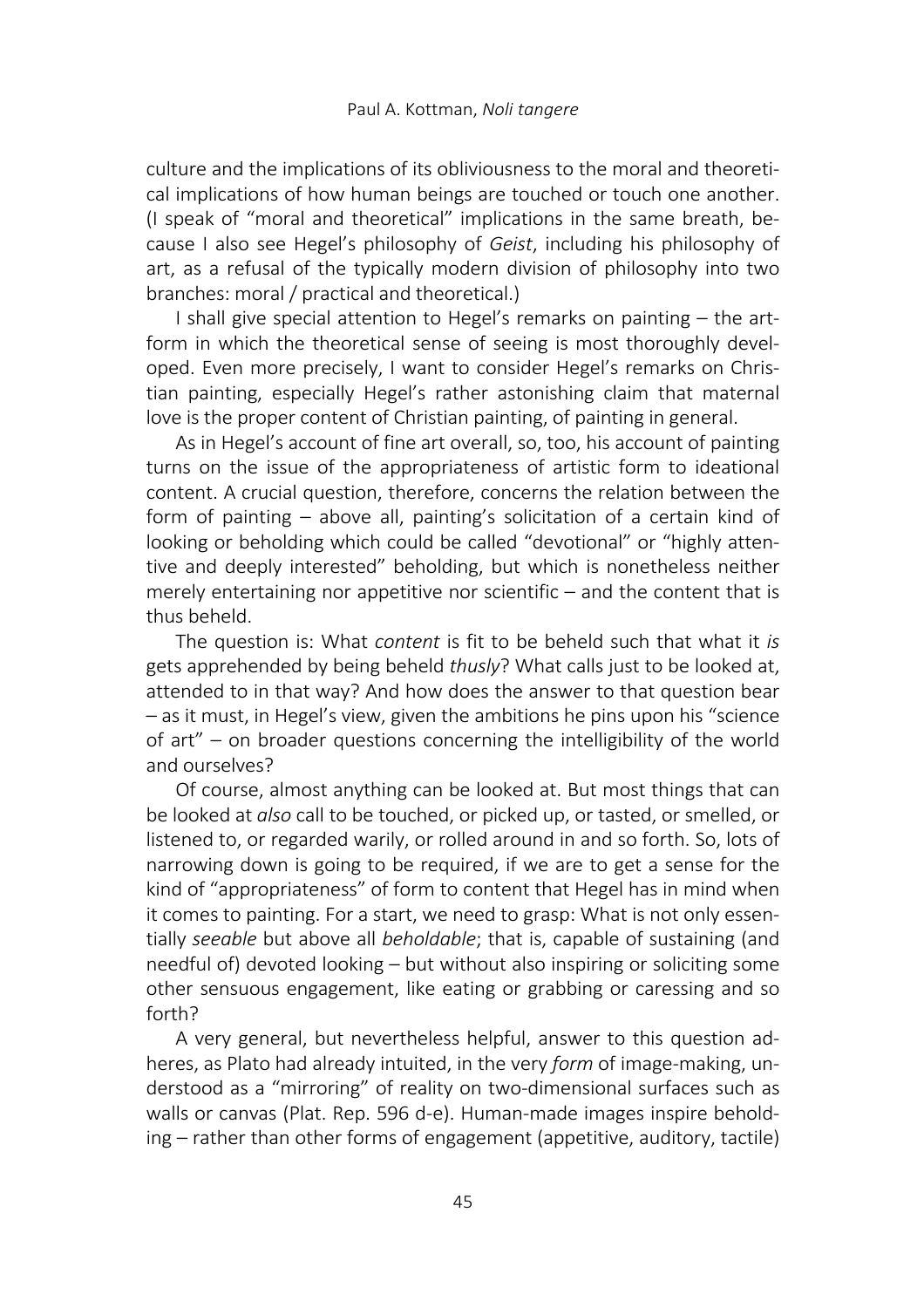culture and the implications of its obliviousness to the moral and theoretical implications of how human beings are touched or touch one another. (I speak of "moral and theoretical" implications in the same breath, because I also see Hegel's philosophy of *Geist*, including his philosophy of art, as a refusal of the typically modern division of philosophy into two branches: moral / practical and theoretical.)

I shall give special attention to Hegel's remarks on painting – the artform in which the theoretical sense of seeing is most thoroughly developed. Even more precisely, I want to consider Hegel's remarks on Christian painting, especially Hegel's rather astonishing claim that maternal love is the proper content of Christian painting, of painting in general.

As in Hegel's account of fine art overall, so, too, his account of painting turns on the issue of the appropriateness of artistic form to ideational content. A crucial question, therefore, concerns the relation between the form of painting – above all, painting's solicitation of a certain kind of looking or beholding which could be called "devotional" or "highly attentive and deeply interested" beholding, but which is nonetheless neither merely entertaining nor appetitive nor scientific – and the content that is thus beheld.

The question is: What *content* is fit to be beheld such that what it *is* gets apprehended by being beheld *thusly*? What calls just to be looked at, attended to in that way? And how does the answer to that question bear – as it must, in Hegel's view, given the ambitions he pins upon his "science of art" – on broader questions concerning the intelligibility of the world and ourselves?

Of course, almost anything can be looked at. But most things that can be looked at *also* call to be touched, or picked up, or tasted, or smelled, or listened to, or regarded warily, or rolled around in and so forth. So, lots of narrowing down is going to be required, if we are to get a sense for the kind of "appropriateness" of form to content that Hegel has in mind when it comes to painting. For a start, we need to grasp: What is not only essentially *seeable* but above all *beholdable*; that is, capable of sustaining (and needful of) devoted looking – but without also inspiring or soliciting some other sensuous engagement, like eating or grabbing or caressing and so forth?

A very general, but nevertheless helpful, answer to this question adheres, as Plato had already intuited, in the very *form* of image-making, understood as a "mirroring" of reality on two-dimensional surfaces such as walls or canvas (Plat. Rep. 596 d-e). Human-made images inspire beholding – rather than other forms of engagement (appetitive, auditory, tactile)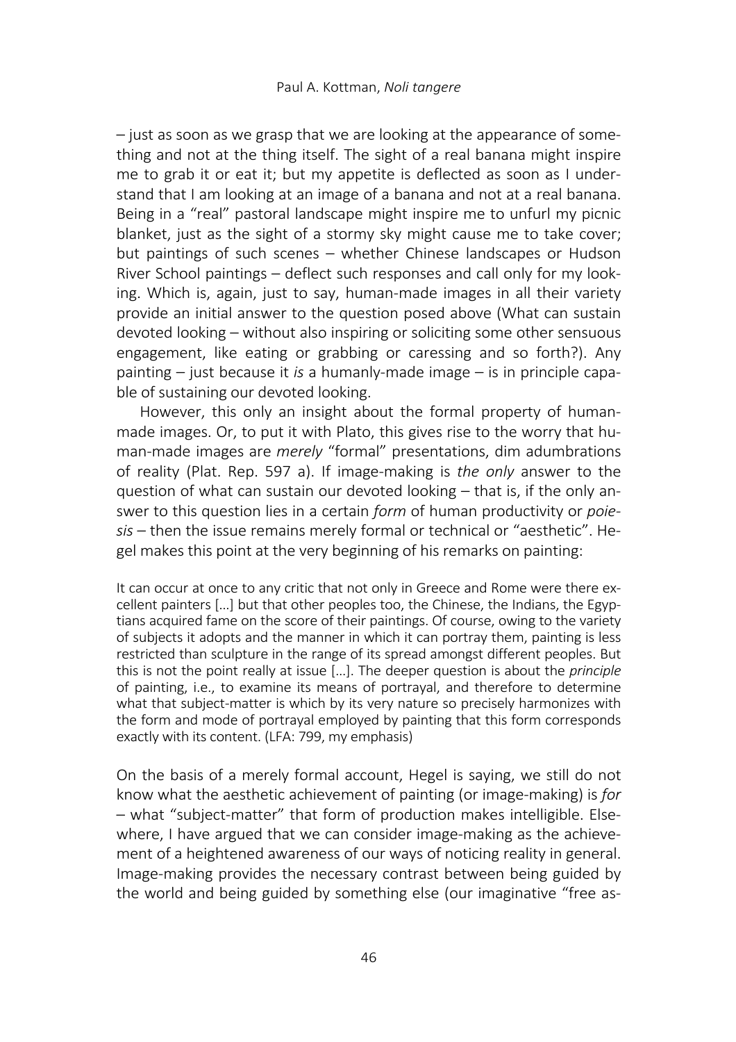– just as soon as we grasp that we are looking at the appearance of something and not at the thing itself. The sight of a real banana might inspire me to grab it or eat it; but my appetite is deflected as soon as I understand that I am looking at an image of a banana and not at a real banana. Being in a "real" pastoral landscape might inspire me to unfurl my picnic blanket, just as the sight of a stormy sky might cause me to take cover; but paintings of such scenes – whether Chinese landscapes or Hudson River School paintings – deflect such responses and call only for my looking. Which is, again, just to say, human-made images in all their variety provide an initial answer to the question posed above (What can sustain devoted looking – without also inspiring or soliciting some other sensuous engagement, like eating or grabbing or caressing and so forth?). Any painting – just because it *is* a humanly-made image – is in principle capable of sustaining our devoted looking.

However, this only an insight about the formal property of human-made images. Or, to put it with Plato, this gives rise to the worry that human-made images are *merely* "formal" presentations, dim adumbrations of reality (Plat. Rep. 597 a). If image-making is *the only* answer to the question of what can sustain our devoted looking – that is, if the only answer to this question lies in a certain *form* of human productivity or *poiesis* – then the issue remains merely formal or technical or "aesthetic". Hegel makes this point at the very beginning of his remarks on painting:

> It can occur at once to any critic that not only in Greece and Rome were there excellent painters [...] but that other peoples too, the Chinese, the Indians, the Egyptians acquired fame on the score of their paintings. Of course, owing to the variety of subjects it adopts and the manner in which it can portray them, painting is less restricted than sculpture in the range of its spread amongst different peoples. But this is not the point really at issue [...]. The deeper question is about the *principle* of painting, i.e., to examine its means of portrayal, and therefore to determine what that subject-matter is which by its very nature so precisely harmonizes with the form and mode of portrayal employed by painting that this form corresponds exactly with its content. (LFA: 799, my emphasis)

On the basis of a merely formal account, Hegel is saying, we still do not know what the aesthetic achievement of painting (or image-making) is *for* – what "subject-matter" that form of production makes intelligible. Elsewhere, I have argued that we can consider image-making as the achievement of a heightened awareness of our ways of noticing reality in general. Image-making provides the necessary contrast between being guided by the world and being guided by something else (our imaginative "free as-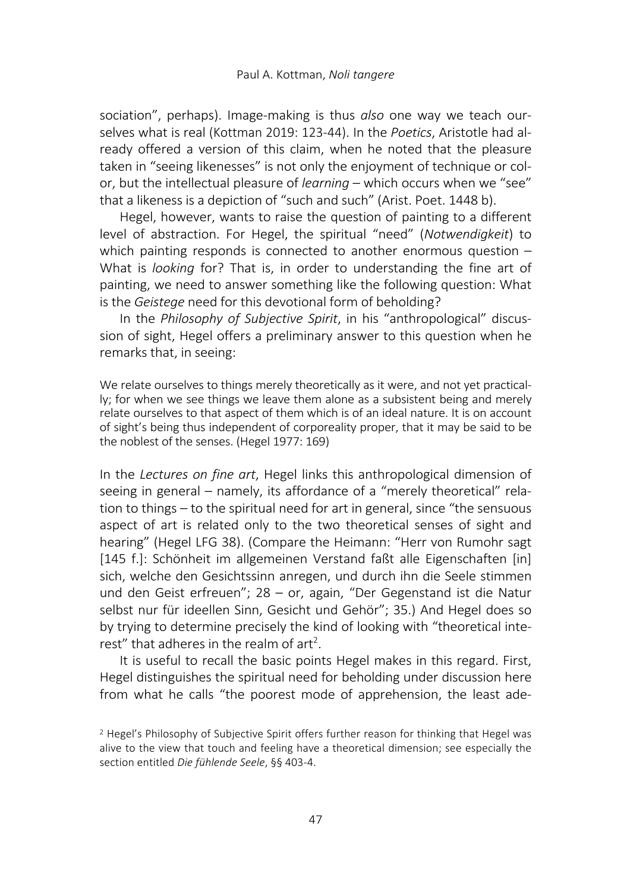sociation", perhaps). Image-making is thus *also* one way we teach ourselves what is real (Kottman 2019: 123-44). In the *Poetics*, Aristotle had already offered a version of this claim, when he noted that the pleasure taken in "seeing likenesses" is not only the enjoyment of technique or color, but the intellectual pleasure of *learning* – which occurs when we "see" that a likeness is a depiction of "such and such" (Arist. Poet. 1448 b).

Hegel, however, wants to raise the question of painting to a different level of abstraction. For Hegel, the spiritual "need" (*Notwendigkeit*) to which painting responds is connected to another enormous question – What is *looking* for? That is, in order to understanding the fine art of painting, we need to answer something like the following question: What is the *Geistege* need for this devotional form of beholding?

In the *Philosophy of Subjective Spirit*, in his "anthropological" discussion of sight, Hegel offers a preliminary answer to this question when he remarks that, in seeing:

> We relate ourselves to things merely theoretically as it were, and not yet practically; for when we see things we leave them alone as a subsistent being and merely relate ourselves to that aspect of them which is of an ideal nature. It is on account of sight's being thus independent of corporeality proper, that it may be said to be the noblest of the senses. (Hegel 1977: 169)

In the *Lectures on fine art*, Hegel links this anthropological dimension of seeing in general – namely, its affordance of a "merely theoretical" relation to things – to the spiritual need for art in general, since "the sensuous aspect of art is related only to the two theoretical senses of sight and hearing" (Hegel LFG 38). (Compare the Heimann: "Herr von Rumohr sagt [145 f.]: Schönheit im allgemeinen Verstand faßt alle Eigenschaften [in] sich, welche den Gesichtssinn anregen, und durch ihn die Seele stimmen und den Geist erfreuen"; 28 – or, again, "Der Gegenstand ist die Natur selbst nur für ideellen Sinn, Gesicht und Gehör"; 35.) And Hegel does so by trying to determine precisely the kind of looking with "theoretical interest" that adheres in the realm of art[2].

It is useful to recall the basic points Hegel makes in this regard. First, Hegel distinguishes the spiritual need for beholding under discussion here from what he calls "the poorest mode of apprehension, the least ade-

[2] Hegel's Philosophy of Subjective Spirit offers further reason for thinking that Hegel was alive to the view that touch and feeling have a theoretical dimension; see especially the section entitled *Die fühlende Seele*, §§ 403-4.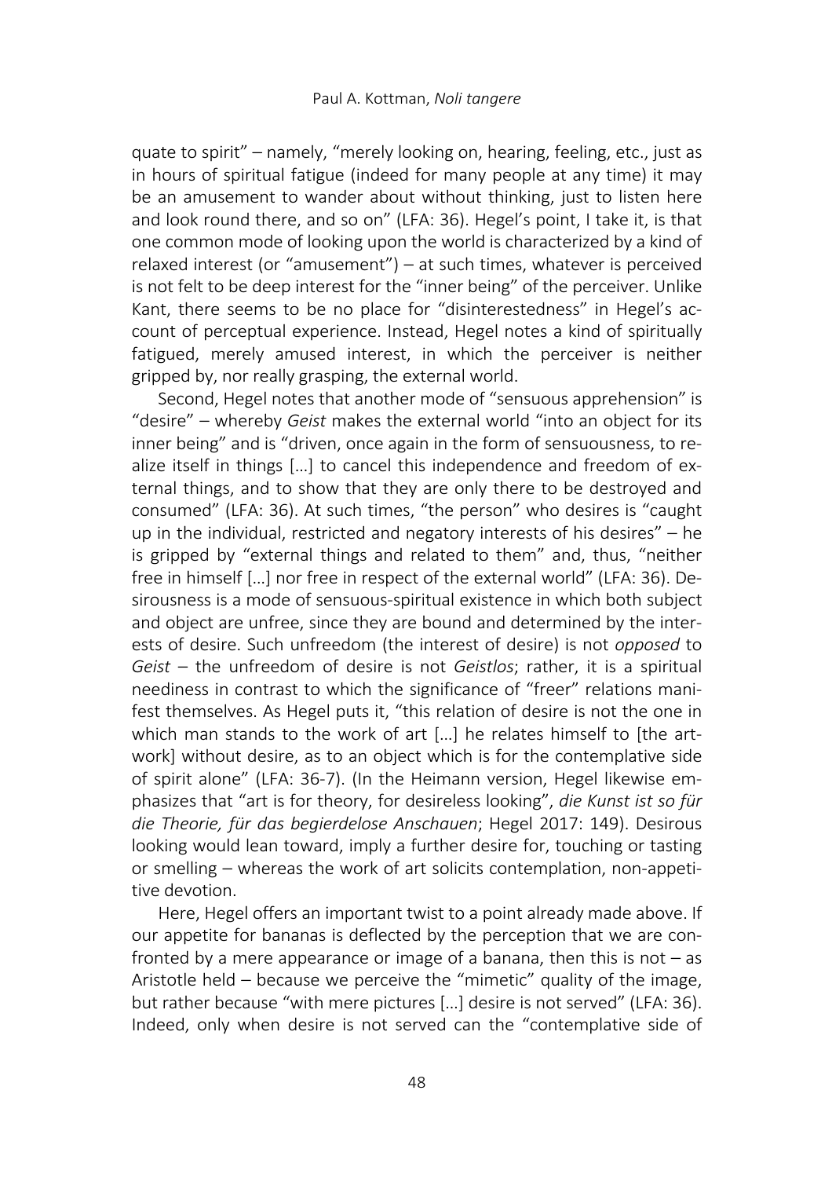quate to spirit" – namely, "merely looking on, hearing, feeling, etc., just as in hours of spiritual fatigue (indeed for many people at any time) it may be an amusement to wander about without thinking, just to listen here and look round there, and so on" (LFA: 36). Hegel's point, I take it, is that one common mode of looking upon the world is characterized by a kind of relaxed interest (or "amusement") – at such times, whatever is perceived is not felt to be deep interest for the "inner being" of the perceiver. Unlike Kant, there seems to be no place for "disinterestedness" in Hegel's account of perceptual experience. Instead, Hegel notes a kind of spiritually fatigued, merely amused interest, in which the perceiver is neither gripped by, nor really grasping, the external world.

Second, Hegel notes that another mode of "sensuous apprehension" is "desire" – whereby *Geist* makes the external world "into an object for its inner being" and is "driven, once again in the form of sensuousness, to realize itself in things […] to cancel this independence and freedom of external things, and to show that they are only there to be destroyed and consumed" (LFA: 36). At such times, "the person" who desires is "caught up in the individual, restricted and negatory interests of his desires" – he is gripped by "external things and related to them" and, thus, "neither free in himself […] nor free in respect of the external world" (LFA: 36). Desirousness is a mode of sensuous-spiritual existence in which both subject and object are unfree, since they are bound and determined by the interests of desire. Such unfreedom (the interest of desire) is not *opposed* to *Geist* – the unfreedom of desire is not *Geistlos*; rather, it is a spiritual neediness in contrast to which the significance of "freer" relations manifest themselves. As Hegel puts it, "this relation of desire is not the one in which man stands to the work of art […] he relates himself to [the artwork] without desire, as to an object which is for the contemplative side of spirit alone" (LFA: 36-7). (In the Heimann version, Hegel likewise emphasizes that "art is for theory, for desireless looking", *die Kunst ist so für die Theorie, für das begierdelose Anschauen*; Hegel 2017: 149). Desirous looking would lean toward, imply a further desire for, touching or tasting or smelling – whereas the work of art solicits contemplation, non-appetitive devotion.

Here, Hegel offers an important twist to a point already made above. If our appetite for bananas is deflected by the perception that we are confronted by a mere appearance or image of a banana, then this is not – as Aristotle held – because we perceive the "mimetic" quality of the image, but rather because "with mere pictures […] desire is not served" (LFA: 36). Indeed, only when desire is not served can the "contemplative side of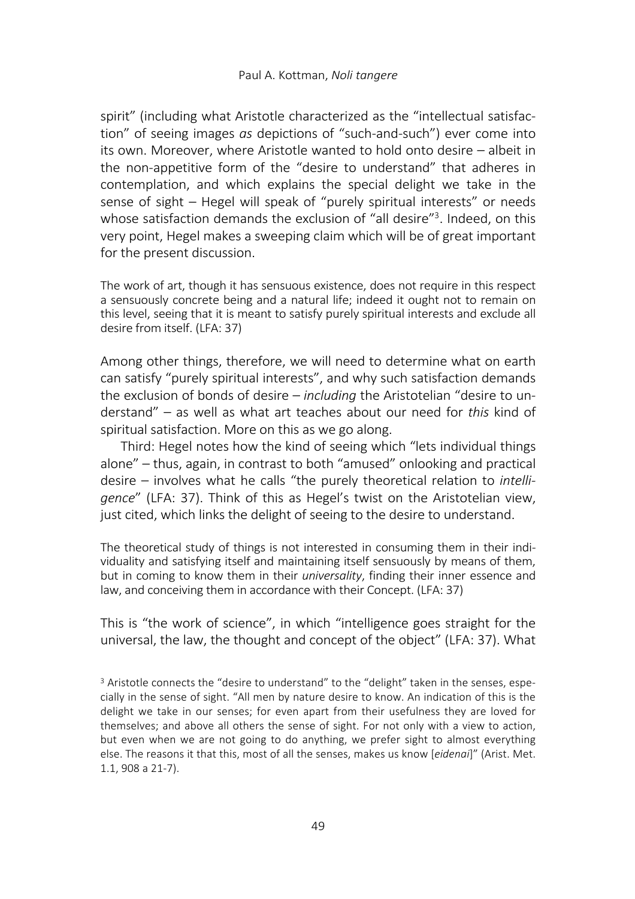spirit" (including what Aristotle characterized as the "intellectual satisfaction" of seeing images *as* depictions of "such-and-such") ever come into its own. Moreover, where Aristotle wanted to hold onto desire – albeit in the non-appetitive form of the "desire to understand" that adheres in contemplation, and which explains the special delight we take in the sense of sight – Hegel will speak of "purely spiritual interests" or needs whose satisfaction demands the exclusion of "all desire"[3]. Indeed, on this very point, Hegel makes a sweeping claim which will be of great important for the present discussion.

> The work of art, though it has sensuous existence, does not require in this respect a sensuously concrete being and a natural life; indeed it ought not to remain on this level, seeing that it is meant to satisfy purely spiritual interests and exclude all desire from itself. (LFA: 37)

Among other things, therefore, we will need to determine what on earth can satisfy "purely spiritual interests", and why such satisfaction demands the exclusion of bonds of desire – *including* the Aristotelian "desire to understand" – as well as what art teaches about our need for *this* kind of spiritual satisfaction. More on this as we go along.

Third: Hegel notes how the kind of seeing which "lets individual things alone" – thus, again, in contrast to both "amused" onlooking and practical desire – involves what he calls "the purely theoretical relation to *intelligence*" (LFA: 37). Think of this as Hegel's twist on the Aristotelian view, just cited, which links the delight of seeing to the desire to understand.

> The theoretical study of things is not interested in consuming them in their individuality and satisfying itself and maintaining itself sensuously by means of them, but in coming to know them in their *universality*, finding their inner essence and law, and conceiving them in accordance with their Concept. (LFA: 37)

This is "the work of science", in which "intelligence goes straight for the universal, the law, the thought and concept of the object" (LFA: 37). What

[3] Aristotle connects the "desire to understand" to the "delight" taken in the senses, especially in the sense of sight. "All men by nature desire to know. An indication of this is the delight we take in our senses; for even apart from their usefulness they are loved for themselves; and above all others the sense of sight. For not only with a view to action, but even when we are not going to do anything, we prefer sight to almost everything else. The reasons it that this, most of all the senses, makes us know [*eidenai*]" (Arist. Met. 1.1, 908 a 21-7).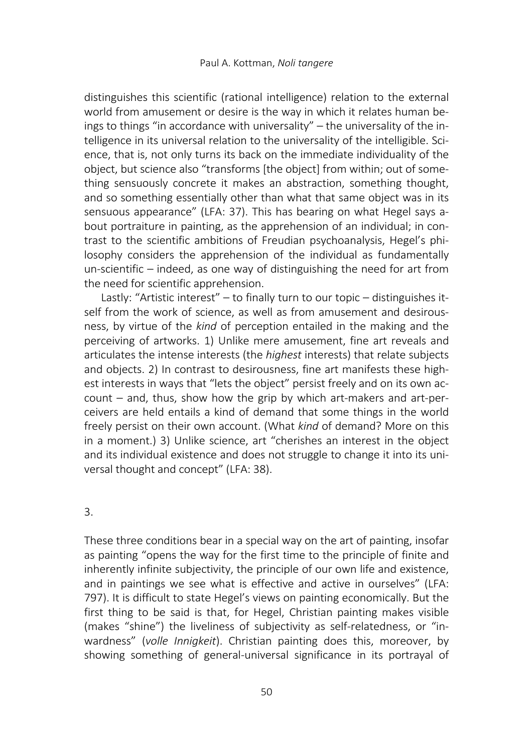distinguishes this scientific (rational intelligence) relation to the external world from amusement or desire is the way in which it relates human beings to things "in accordance with universality" – the universality of the intelligence in its universal relation to the universality of the intelligible. Science, that is, not only turns its back on the immediate individuality of the object, but science also "transforms [the object] from within; out of something sensuously concrete it makes an abstraction, something thought, and so something essentially other than what that same object was in its sensuous appearance" (LFA: 37). This has bearing on what Hegel says about portraiture in painting, as the apprehension of an individual; in contrast to the scientific ambitions of Freudian psychoanalysis, Hegel's philosophy considers the apprehension of the individual as fundamentally un-scientific – indeed, as one way of distinguishing the need for art from the need for scientific apprehension.

Lastly: "Artistic interest" – to finally turn to our topic – distinguishes itself from the work of science, as well as from amusement and desirousness, by virtue of the *kind* of perception entailed in the making and the perceiving of artworks. 1) Unlike mere amusement, fine art reveals and articulates the intense interests (the *highest* interests) that relate subjects and objects. 2) In contrast to desirousness, fine art manifests these highest interests in ways that "lets the object" persist freely and on its own account – and, thus, show how the grip by which art-makers and art-perceivers are held entails a kind of demand that some things in the world freely persist on their own account. (What *kind* of demand? More on this in a moment.) 3) Unlike science, art "cherishes an interest in the object and its individual existence and does not struggle to change it into its universal thought and concept" (LFA: 38).

## 3.

These three conditions bear in a special way on the art of painting, insofar as painting "opens the way for the first time to the principle of finite and inherently infinite subjectivity, the principle of our own life and existence, and in paintings we see what is effective and active in ourselves" (LFA: 797). It is difficult to state Hegel's views on painting economically. But the first thing to be said is that, for Hegel, Christian painting makes visible (makes "shine") the liveliness of subjectivity as self-relatedness, or "inwardness" (*volle Innigkeit*). Christian painting does this, moreover, by showing something of general-universal significance in its portrayal of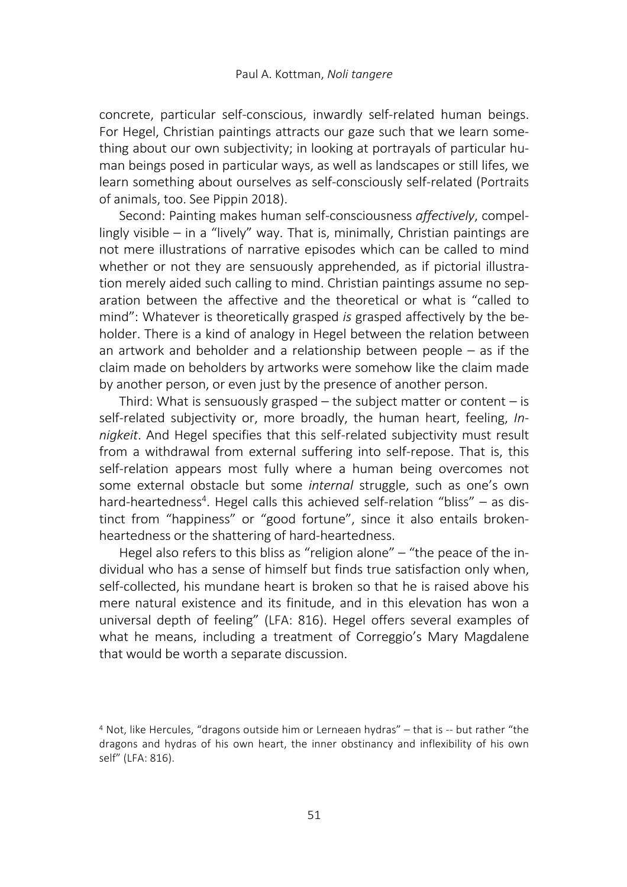concrete, particular self-conscious, inwardly self-related human beings. For Hegel, Christian paintings attracts our gaze such that we learn something about our own subjectivity; in looking at portrayals of particular human beings posed in particular ways, as well as landscapes or still lifes, we learn something about ourselves as self-consciously self-related (Portraits of animals, too. See Pippin 2018).

Second: Painting makes human self-consciousness *affectively*, compellingly visible – in a "lively" way. That is, minimally, Christian paintings are not mere illustrations of narrative episodes which can be called to mind whether or not they are sensuously apprehended, as if pictorial illustration merely aided such calling to mind. Christian paintings assume no separation between the affective and the theoretical or what is "called to mind": Whatever is theoretically grasped *is* grasped affectively by the beholder. There is a kind of analogy in Hegel between the relation between an artwork and beholder and a relationship between people – as if the claim made on beholders by artworks were somehow like the claim made by another person, or even just by the presence of another person.

Third: What is sensuously grasped – the subject matter or content – is self-related subjectivity or, more broadly, the human heart, feeling, *Innigkeit*. And Hegel specifies that this self-related subjectivity must result from a withdrawal from external suffering into self-repose. That is, this self-relation appears most fully where a human being overcomes not some external obstacle but some *internal* struggle, such as one's own hard-heartedness[4]. Hegel calls this achieved self-relation "bliss" – as distinct from "happiness" or "good fortune", since it also entails broken-heartedness or the shattering of hard-heartedness.

Hegel also refers to this bliss as "religion alone" – "the peace of the individual who has a sense of himself but finds true satisfaction only when, self-collected, his mundane heart is broken so that he is raised above his mere natural existence and its finitude, and in this elevation has won a universal depth of feeling" (LFA: 816). Hegel offers several examples of what he means, including a treatment of Correggio's Mary Magdalene that would be worth a separate discussion.

[4] Not, like Hercules, "dragons outside him or Lerneaen hydras" – that is -- but rather "the dragons and hydras of his own heart, the inner obstinancy and inflexibility of his own self" (LFA: 816).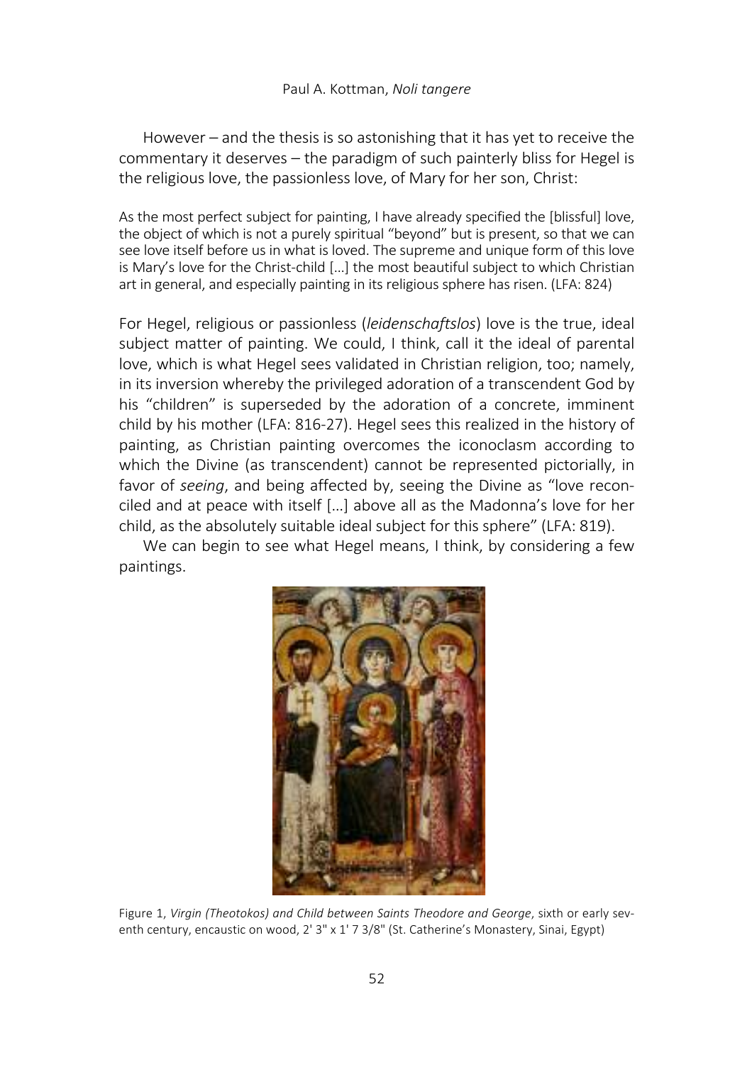However – and the thesis is so astonishing that it has yet to receive the commentary it deserves – the paradigm of such painterly bliss for Hegel is the religious love, the passionless love, of Mary for her son, Christ:

> As the most perfect subject for painting, I have already specified the [blissful] love, the object of which is not a purely spiritual "beyond" but is present, so that we can see love itself before us in what is loved. The supreme and unique form of this love is Mary's love for the Christ-child […] the most beautiful subject to which Christian art in general, and especially painting in its religious sphere has risen. (LFA: 824)

For Hegel, religious or passionless (*leidenschaftslos*) love is the true, ideal subject matter of painting. We could, I think, call it the ideal of parental love, which is what Hegel sees validated in Christian religion, too; namely, in its inversion whereby the privileged adoration of a transcendent God by his "children" is superseded by the adoration of a concrete, imminent child by his mother (LFA: 816-27). Hegel sees this realized in the history of painting, as Christian painting overcomes the iconoclasm according to which the Divine (as transcendent) cannot be represented pictorially, in favor of *seeing*, and being affected by, seeing the Divine as "love reconciled and at peace with itself […] above all as the Madonna's love for her child, as the absolutely suitable ideal subject for this sphere" (LFA: 819).

We can begin to see what Hegel means, I think, by considering a few paintings.

Figure 1, *Virgin (Theotokos) and Child between Saints Theodore and George*, sixth or early seventh century, encaustic on wood, 2' 3" x 1' 7 3/8" (St. Catherine's Monastery, Sinai, Egypt)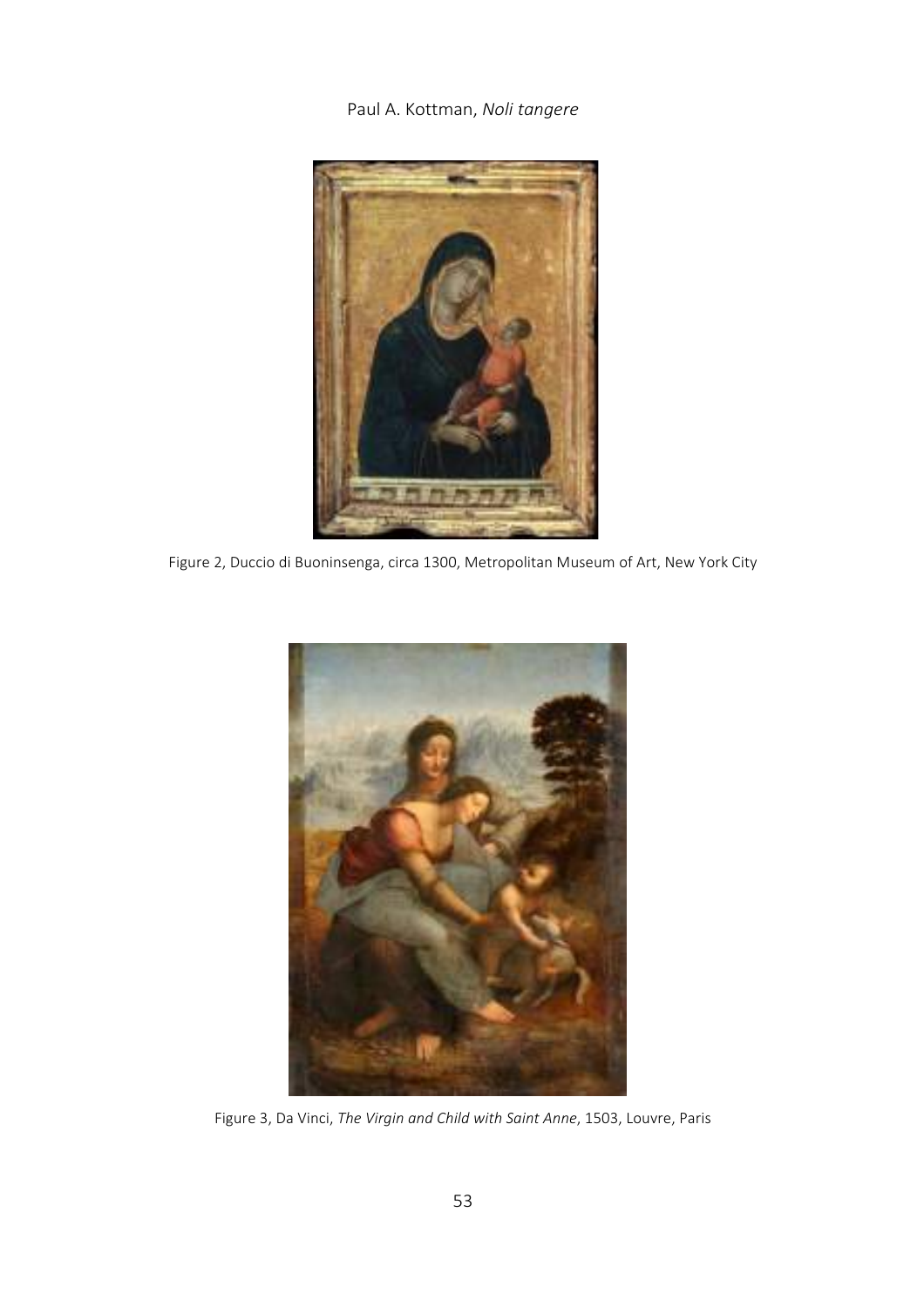Figure 2, Duccio di Buoninsenga, circa 1300, Metropolitan Museum of Art, New York City

Figure 3, Da Vinci, *The Virgin and Child with Saint Anne*, 1503, Louvre, Paris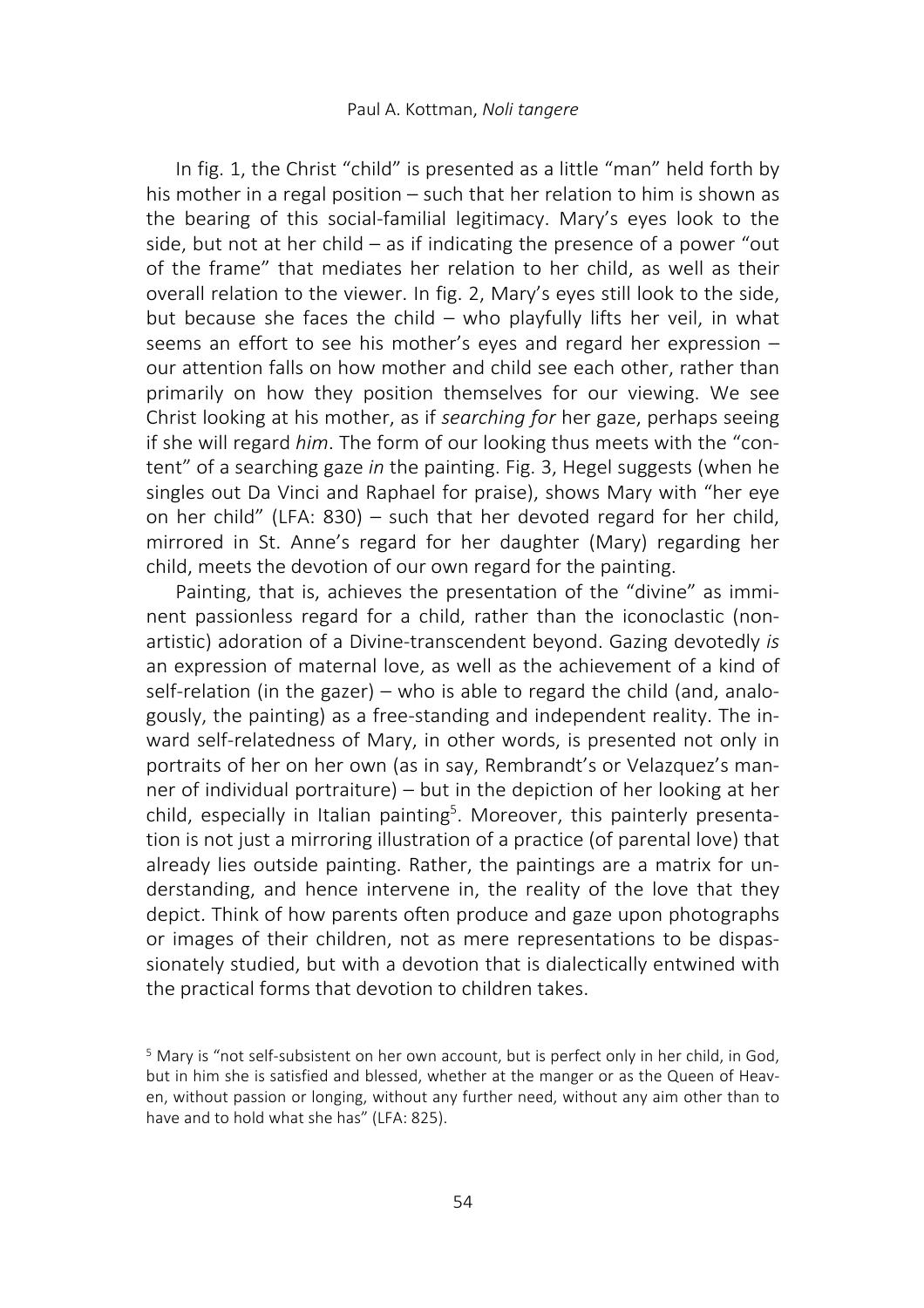In fig. 1, the Christ "child" is presented as a little "man" held forth by his mother in a regal position – such that her relation to him is shown as the bearing of this social-familial legitimacy. Mary's eyes look to the side, but not at her child – as if indicating the presence of a power "out of the frame" that mediates her relation to her child, as well as their overall relation to the viewer. In fig. 2, Mary's eyes still look to the side, but because she faces the child – who playfully lifts her veil, in what seems an effort to see his mother's eyes and regard her expression – our attention falls on how mother and child see each other, rather than primarily on how they position themselves for our viewing. We see Christ looking at his mother, as if *searching for* her gaze, perhaps seeing if she will regard *him*. The form of our looking thus meets with the "content" of a searching gaze *in* the painting. Fig. 3, Hegel suggests (when he singles out Da Vinci and Raphael for praise), shows Mary with "her eye on her child" (LFA: 830) – such that her devoted regard for her child, mirrored in St. Anne's regard for her daughter (Mary) regarding her child, meets the devotion of our own regard for the painting.

Painting, that is, achieves the presentation of the "divine" as imminent passionless regard for a child, rather than the iconoclastic (non-artistic) adoration of a Divine-transcendent beyond. Gazing devotedly *is* an expression of maternal love, as well as the achievement of a kind of self-relation (in the gazer) – who is able to regard the child (and, analogously, the painting) as a free-standing and independent reality. The inward self-relatedness of Mary, in other words, is presented not only in portraits of her on her own (as in say, Rembrandt's or Velazquez's manner of individual portraiture) – but in the depiction of her looking at her child, especially in Italian painting[5]. Moreover, this painterly presentation is not just a mirroring illustration of a practice (of parental love) that already lies outside painting. Rather, the paintings are a matrix for understanding, and hence intervene in, the reality of the love that they depict. Think of how parents often produce and gaze upon photographs or images of their children, not as mere representations to be dispassionately studied, but with a devotion that is dialectically entwined with the practical forms that devotion to children takes.

[5] Mary is "not self-subsistent on her own account, but is perfect only in her child, in God, but in him she is satisfied and blessed, whether at the manger or as the Queen of Heaven, without passion or longing, without any further need, without any aim other than to have and to hold what she has" (LFA: 825).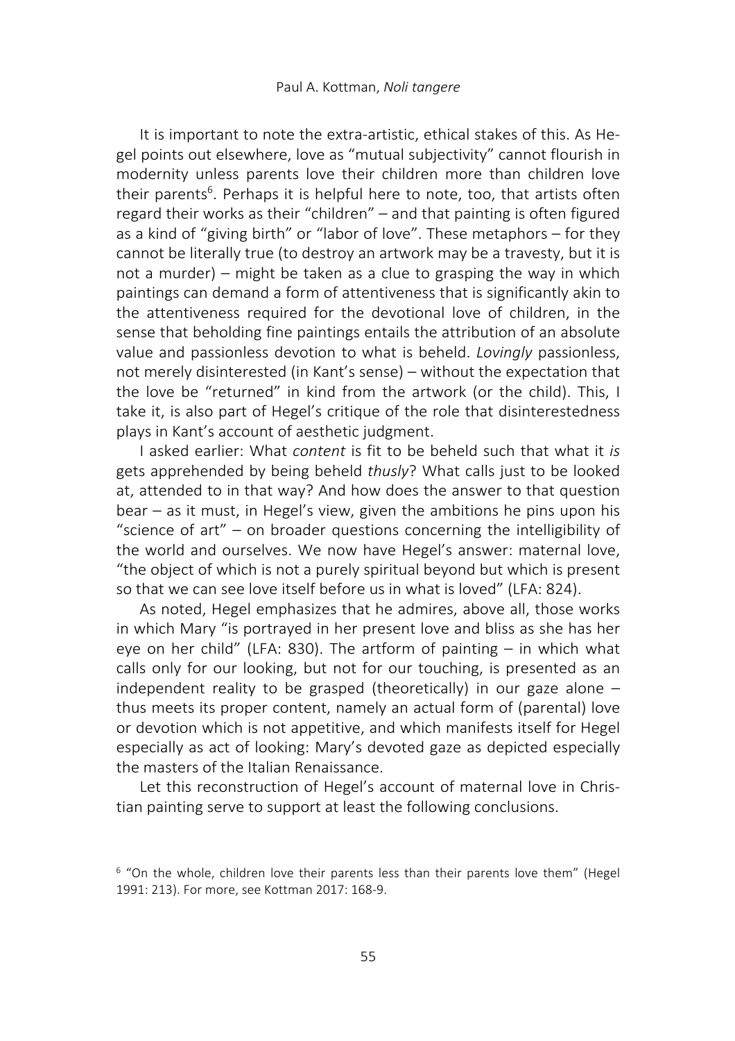It is important to note the extra-artistic, ethical stakes of this. As Hegel points out elsewhere, love as "mutual subjectivity" cannot flourish in modernity unless parents love their children more than children love their parents[6]. Perhaps it is helpful here to note, too, that artists often regard their works as their "children" – and that painting is often figured as a kind of "giving birth" or "labor of love". These metaphors – for they cannot be literally true (to destroy an artwork may be a travesty, but it is not a murder) – might be taken as a clue to grasping the way in which paintings can demand a form of attentiveness that is significantly akin to the attentiveness required for the devotional love of children, in the sense that beholding fine paintings entails the attribution of an absolute value and passionless devotion to what is beheld. *Lovingly* passionless, not merely disinterested (in Kant's sense) – without the expectation that the love be "returned" in kind from the artwork (or the child). This, I take it, is also part of Hegel's critique of the role that disinterestedness plays in Kant's account of aesthetic judgment.

I asked earlier: What *content* is fit to be beheld such that what it *is* gets apprehended by being beheld *thusly*? What calls just to be looked at, attended to in that way? And how does the answer to that question bear – as it must, in Hegel's view, given the ambitions he pins upon his "science of art" – on broader questions concerning the intelligibility of the world and ourselves. We now have Hegel's answer: maternal love, "the object of which is not a purely spiritual beyond but which is present so that we can see love itself before us in what is loved" (LFA: 824).

As noted, Hegel emphasizes that he admires, above all, those works in which Mary "is portrayed in her present love and bliss as she has her eye on her child" (LFA: 830). The artform of painting – in which what calls only for our looking, but not for our touching, is presented as an independent reality to be grasped (theoretically) in our gaze alone – thus meets its proper content, namely an actual form of (parental) love or devotion which is not appetitive, and which manifests itself for Hegel especially as act of looking: Mary's devoted gaze as depicted especially the masters of the Italian Renaissance.

Let this reconstruction of Hegel's account of maternal love in Christian painting serve to support at least the following conclusions.

---

[6] "On the whole, children love their parents less than their parents love them" (Hegel 1991: 213). For more, see Kottman 2017: 168-9.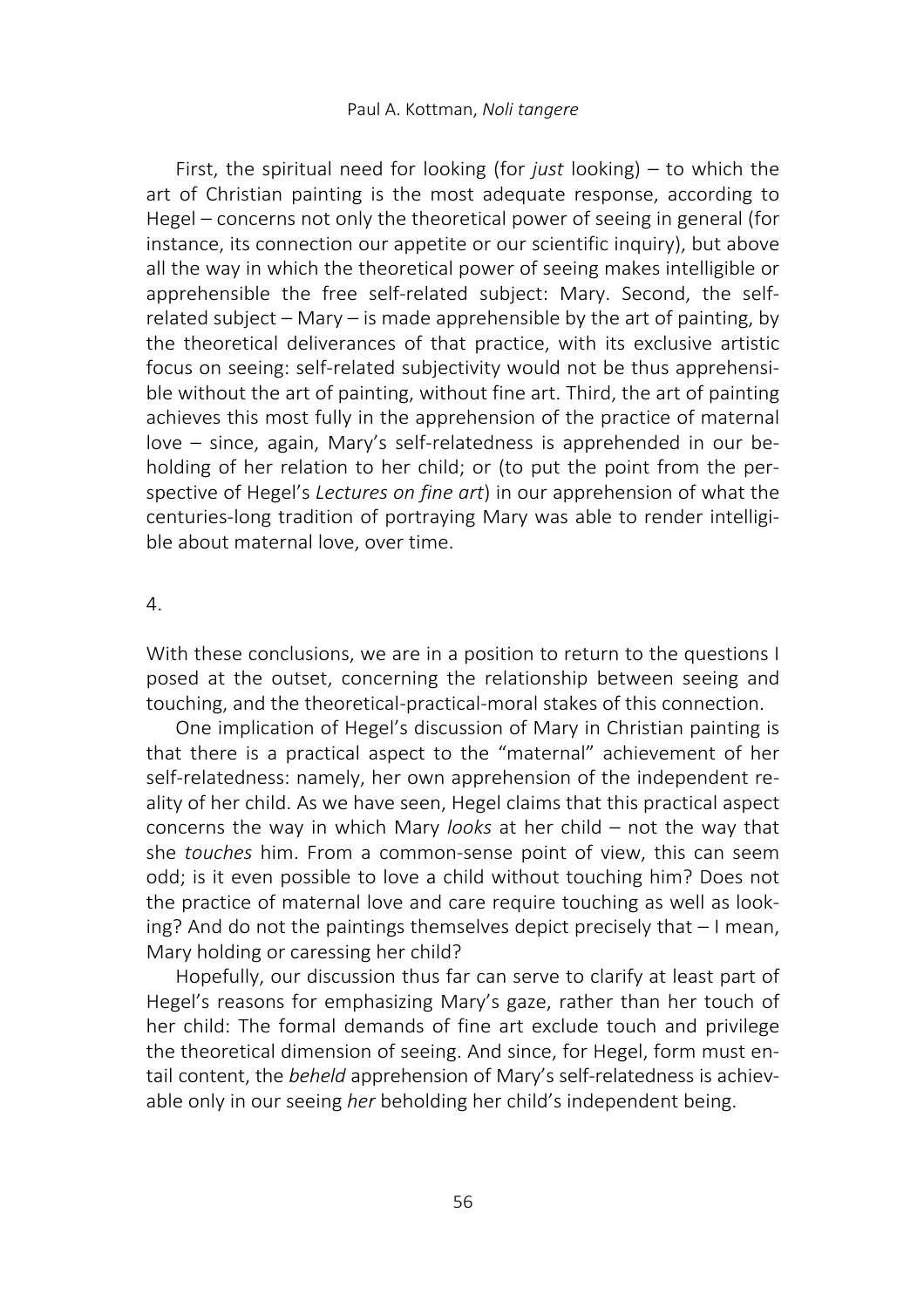First, the spiritual need for looking (for *just* looking) – to which the art of Christian painting is the most adequate response, according to Hegel – concerns not only the theoretical power of seeing in general (for instance, its connection our appetite or our scientific inquiry), but above all the way in which the theoretical power of seeing makes intelligible or apprehensible the free self-related subject: Mary. Second, the self-related subject – Mary – is made apprehensible by the art of painting, by the theoretical deliverances of that practice, with its exclusive artistic focus on seeing: self-related subjectivity would not be thus apprehensible without the art of painting, without fine art. Third, the art of painting achieves this most fully in the apprehension of the practice of maternal love – since, again, Mary's self-relatedness is apprehended in our beholding of her relation to her child; or (to put the point from the perspective of Hegel's *Lectures on fine art*) in our apprehension of what the centuries-long tradition of portraying Mary was able to render intelligible about maternal love, over time.

4.

With these conclusions, we are in a position to return to the questions I posed at the outset, concerning the relationship between seeing and touching, and the theoretical-practical-moral stakes of this connection.

One implication of Hegel's discussion of Mary in Christian painting is that there is a practical aspect to the "maternal" achievement of her self-relatedness: namely, her own apprehension of the independent reality of her child. As we have seen, Hegel claims that this practical aspect concerns the way in which Mary *looks* at her child – not the way that she *touches* him. From a common-sense point of view, this can seem odd; is it even possible to love a child without touching him? Does not the practice of maternal love and care require touching as well as looking? And do not the paintings themselves depict precisely that – I mean, Mary holding or caressing her child?

Hopefully, our discussion thus far can serve to clarify at least part of Hegel's reasons for emphasizing Mary's gaze, rather than her touch of her child: The formal demands of fine art exclude touch and privilege the theoretical dimension of seeing. And since, for Hegel, form must entail content, the *beheld* apprehension of Mary's self-relatedness is achievable only in our seeing *her* beholding her child's independent being.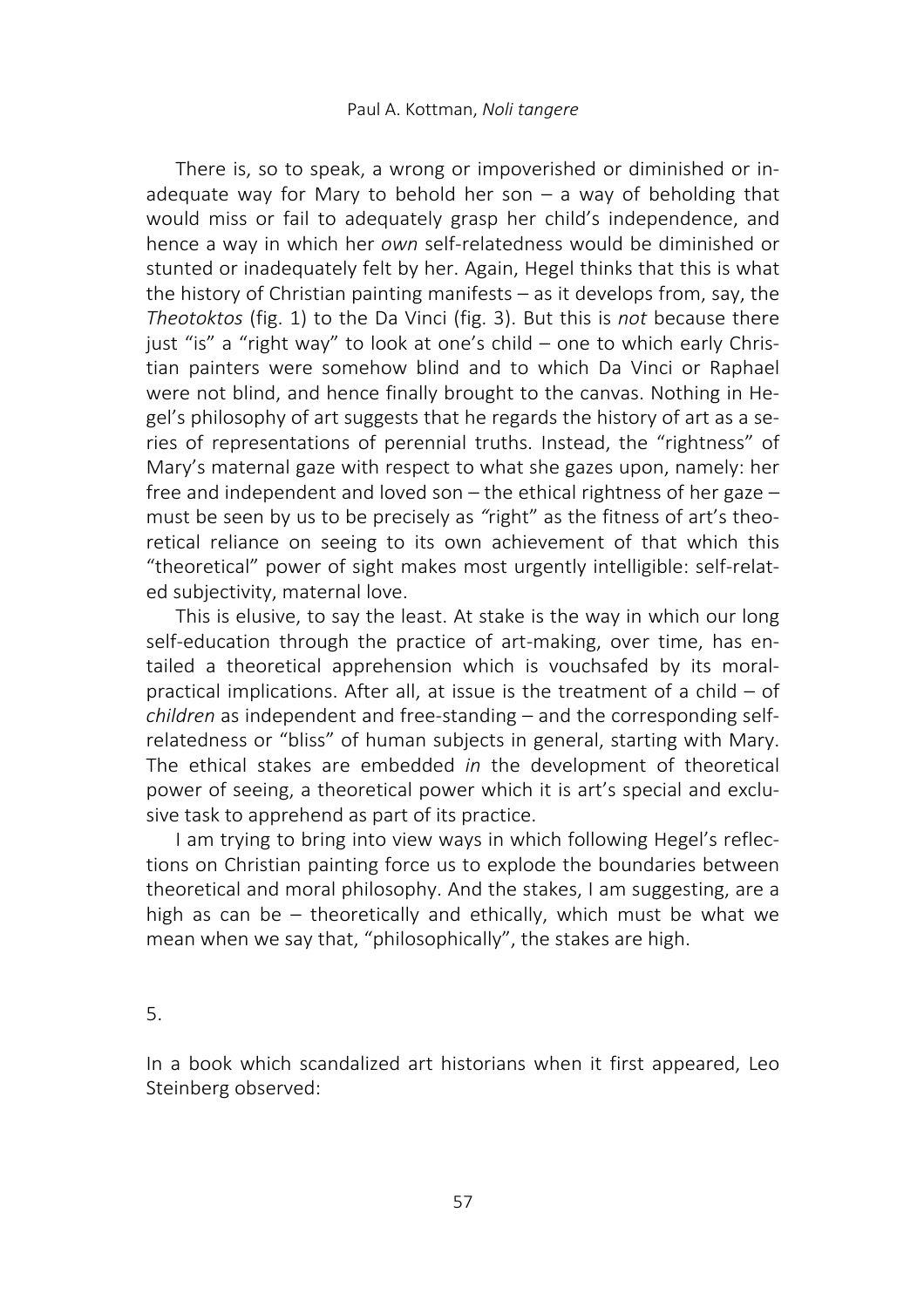There is, so to speak, a wrong or impoverished or diminished or inadequate way for Mary to behold her son – a way of beholding that would miss or fail to adequately grasp her child's independence, and hence a way in which her *own* self-relatedness would be diminished or stunted or inadequately felt by her. Again, Hegel thinks that this is what the history of Christian painting manifests – as it develops from, say, the *Theotoktos* (fig. 1) to the Da Vinci (fig. 3). But this is *not* because there just "is" a "right way" to look at one's child – one to which early Christian painters were somehow blind and to which Da Vinci or Raphael were not blind, and hence finally brought to the canvas. Nothing in Hegel's philosophy of art suggests that he regards the history of art as a series of representations of perennial truths. Instead, the "rightness" of Mary's maternal gaze with respect to what she gazes upon, namely: her free and independent and loved son – the ethical rightness of her gaze – must be seen by us to be precisely as *"*right" as the fitness of art's theoretical reliance on seeing to its own achievement of that which this "theoretical" power of sight makes most urgently intelligible: self-related subjectivity, maternal love.

This is elusive, to say the least. At stake is the way in which our long self-education through the practice of art-making, over time, has entailed a theoretical apprehension which is vouchsafed by its moral-practical implications. After all, at issue is the treatment of a child – of *children* as independent and free-standing – and the corresponding self-relatedness or "bliss" of human subjects in general, starting with Mary. The ethical stakes are embedded *in* the development of theoretical power of seeing, a theoretical power which it is art's special and exclusive task to apprehend as part of its practice.

I am trying to bring into view ways in which following Hegel's reflections on Christian painting force us to explode the boundaries between theoretical and moral philosophy. And the stakes, I am suggesting, are a high as can be – theoretically and ethically, which must be what we mean when we say that, "philosophically", the stakes are high.

5.

In a book which scandalized art historians when it first appeared, Leo Steinberg observed: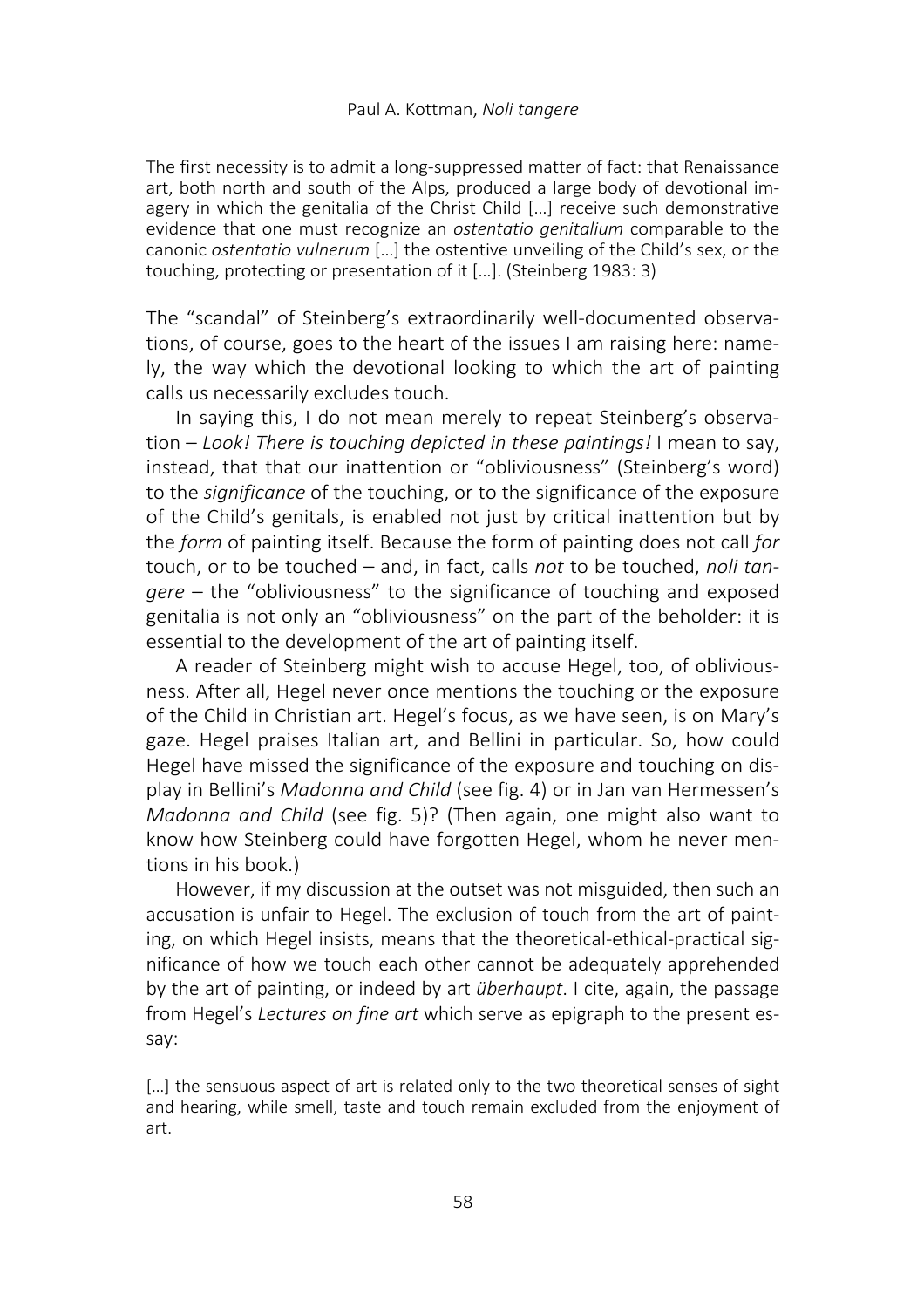> The first necessity is to admit a long-suppressed matter of fact: that Renaissance art, both north and south of the Alps, produced a large body of devotional imagery in which the genitalia of the Christ Child […] receive such demonstrative evidence that one must recognize an *ostentatio genitalium* comparable to the canonic *ostentatio vulnerum* […] the ostentive unveiling of the Child's sex, or the touching, protecting or presentation of it [...]. (Steinberg 1983: 3)

The "scandal" of Steinberg's extraordinarily well-documented observations, of course, goes to the heart of the issues I am raising here: namely, the way which the devotional looking to which the art of painting calls us necessarily excludes touch.

In saying this, I do not mean merely to repeat Steinberg's observation – *Look! There is touching depicted in these paintings!* I mean to say, instead, that that our inattention or "obliviousness" (Steinberg's word) to the *significance* of the touching, or to the significance of the exposure of the Child's genitals, is enabled not just by critical inattention but by the *form* of painting itself. Because the form of painting does not call *for* touch, or to be touched – and, in fact, calls *not* to be touched, *noli tangere* – the "obliviousness" to the significance of touching and exposed genitalia is not only an "obliviousness" on the part of the beholder: it is essential to the development of the art of painting itself.

A reader of Steinberg might wish to accuse Hegel, too, of obliviousness. After all, Hegel never once mentions the touching or the exposure of the Child in Christian art. Hegel's focus, as we have seen, is on Mary's gaze. Hegel praises Italian art, and Bellini in particular. So, how could Hegel have missed the significance of the exposure and touching on display in Bellini's *Madonna and Child* (see fig. 4) or in Jan van Hermessen's *Madonna and Child* (see fig. 5)? (Then again, one might also want to know how Steinberg could have forgotten Hegel, whom he never mentions in his book.)

However, if my discussion at the outset was not misguided, then such an accusation is unfair to Hegel. The exclusion of touch from the art of painting, on which Hegel insists, means that the theoretical-ethical-practical significance of how we touch each other cannot be adequately apprehended by the art of painting, or indeed by art *überhaupt*. I cite, again, the passage from Hegel's *Lectures on fine art* which serve as epigraph to the present essay:

> […] the sensuous aspect of art is related only to the two theoretical senses of sight and hearing, while smell, taste and touch remain excluded from the enjoyment of art.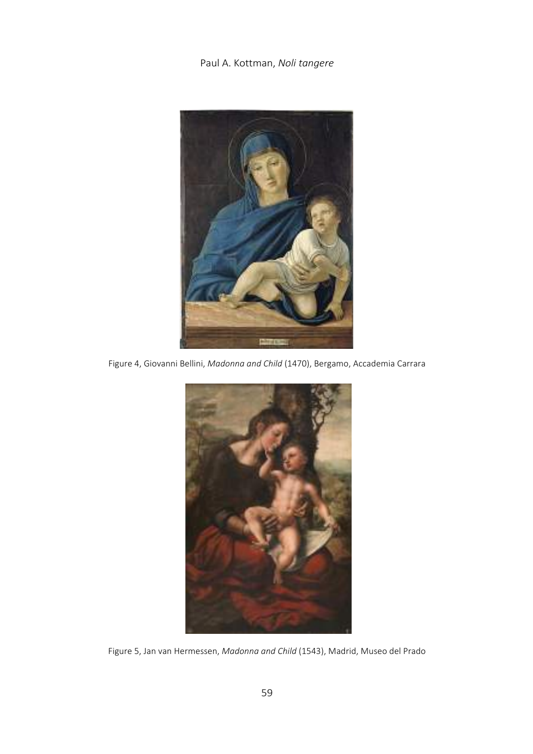Figure 4, Giovanni Bellini, *Madonna and Child* (1470), Bergamo, Accademia Carrara

Figure 5, Jan van Hermessen, *Madonna and Child* (1543), Madrid, Museo del Prado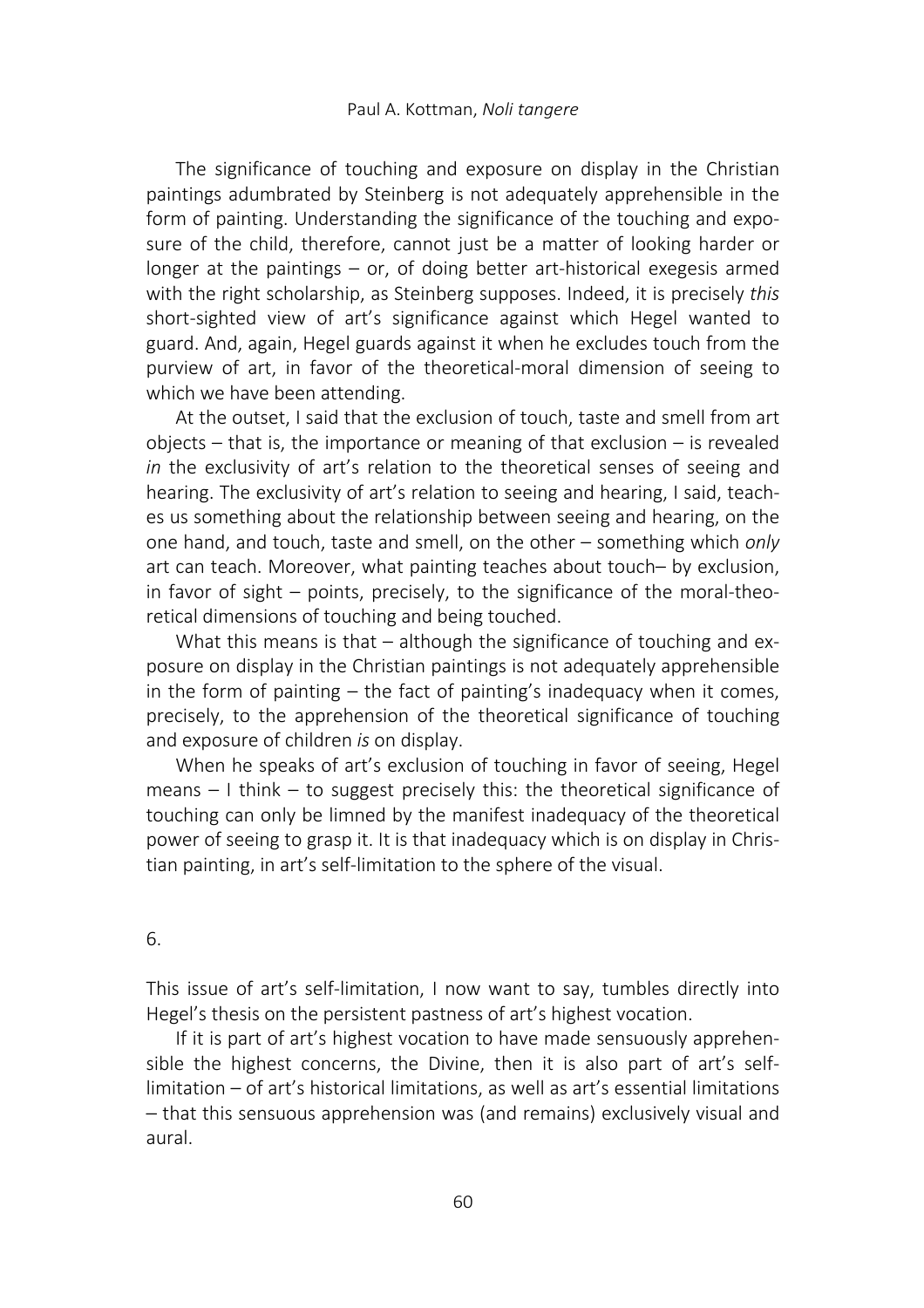The significance of touching and exposure on display in the Christian paintings adumbrated by Steinberg is not adequately apprehensible in the form of painting. Understanding the significance of the touching and exposure of the child, therefore, cannot just be a matter of looking harder or longer at the paintings – or, of doing better art-historical exegesis armed with the right scholarship, as Steinberg supposes. Indeed, it is precisely *this* short-sighted view of art's significance against which Hegel wanted to guard. And, again, Hegel guards against it when he excludes touch from the purview of art, in favor of the theoretical-moral dimension of seeing to which we have been attending.

At the outset, I said that the exclusion of touch, taste and smell from art objects – that is, the importance or meaning of that exclusion – is revealed *in* the exclusivity of art's relation to the theoretical senses of seeing and hearing. The exclusivity of art's relation to seeing and hearing, I said, teaches us something about the relationship between seeing and hearing, on the one hand, and touch, taste and smell, on the other – something which *only* art can teach. Moreover, what painting teaches about touch– by exclusion, in favor of sight – points, precisely, to the significance of the moral-theoretical dimensions of touching and being touched.

What this means is that – although the significance of touching and exposure on display in the Christian paintings is not adequately apprehensible in the form of painting – the fact of painting's inadequacy when it comes, precisely, to the apprehension of the theoretical significance of touching and exposure of children *is* on display.

When he speaks of art's exclusion of touching in favor of seeing, Hegel means – I think – to suggest precisely this: the theoretical significance of touching can only be limned by the manifest inadequacy of the theoretical power of seeing to grasp it. It is that inadequacy which is on display in Christian painting, in art's self-limitation to the sphere of the visual.

## 6.

This issue of art's self-limitation, I now want to say, tumbles directly into Hegel's thesis on the persistent pastness of art's highest vocation.

If it is part of art's highest vocation to have made sensuously apprehensible the highest concerns, the Divine, then it is also part of art's self-limitation – of art's historical limitations, as well as art's essential limitations – that this sensuous apprehension was (and remains) exclusively visual and aural.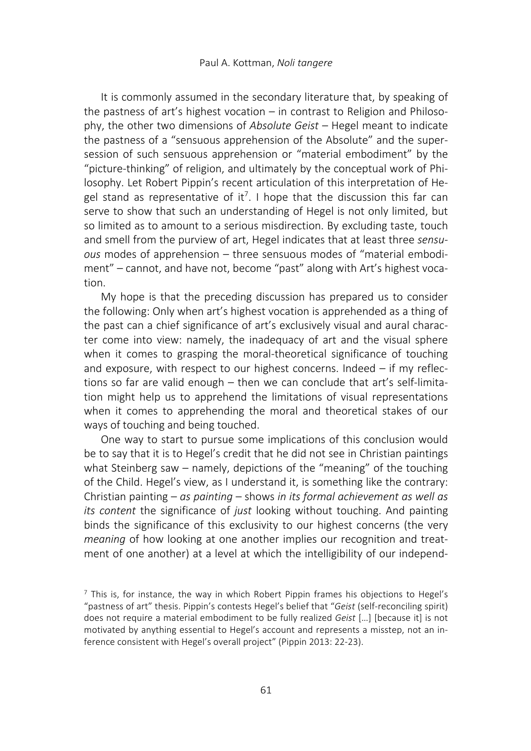It is commonly assumed in the secondary literature that, by speaking of the pastness of art's highest vocation – in contrast to Religion and Philosophy, the other two dimensions of *Absolute Geist* – Hegel meant to indicate the pastness of a "sensuous apprehension of the Absolute" and the supersession of such sensuous apprehension or "material embodiment" by the "picture-thinking" of religion, and ultimately by the conceptual work of Philosophy. Let Robert Pippin's recent articulation of this interpretation of Hegel stand as representative of it[7]. I hope that the discussion this far can serve to show that such an understanding of Hegel is not only limited, but so limited as to amount to a serious misdirection. By excluding taste, touch and smell from the purview of art, Hegel indicates that at least three *sensuous* modes of apprehension – three sensuous modes of "material embodiment" – cannot, and have not, become "past" along with Art's highest vocation.

My hope is that the preceding discussion has prepared us to consider the following: Only when art's highest vocation is apprehended as a thing of the past can a chief significance of art's exclusively visual and aural character come into view: namely, the inadequacy of art and the visual sphere when it comes to grasping the moral-theoretical significance of touching and exposure, with respect to our highest concerns. Indeed – if my reflections so far are valid enough – then we can conclude that art's self-limitation might help us to apprehend the limitations of visual representations when it comes to apprehending the moral and theoretical stakes of our ways of touching and being touched.

One way to start to pursue some implications of this conclusion would be to say that it is to Hegel's credit that he did not see in Christian paintings what Steinberg saw – namely, depictions of the "meaning" of the touching of the Child. Hegel's view, as I understand it, is something like the contrary: Christian painting – *as painting* – shows *in its formal achievement as well as its content* the significance of *just* looking without touching. And painting binds the significance of this exclusivity to our highest concerns (the very *meaning* of how looking at one another implies our recognition and treatment of one another) at a level at which the intelligibility of our independ-

[7] This is, for instance, the way in which Robert Pippin frames his objections to Hegel's "pastness of art" thesis. Pippin's contests Hegel's belief that "*Geist* (self-reconciling spirit) does not require a material embodiment to be fully realized *Geist* […] [because it] is not motivated by anything essential to Hegel's account and represents a misstep, not an inference consistent with Hegel's overall project" (Pippin 2013: 22-23).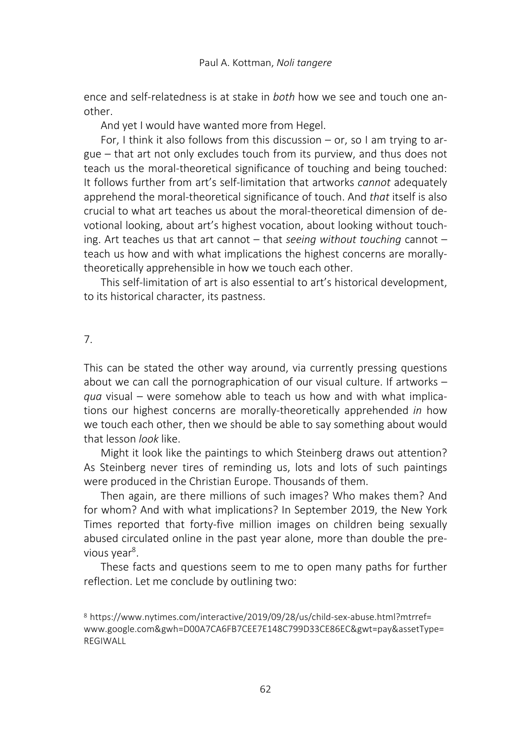ence and self-relatedness is at stake in *both* how we see and touch one another.

And yet I would have wanted more from Hegel.

For, I think it also follows from this discussion – or, so I am trying to argue – that art not only excludes touch from its purview, and thus does not teach us the moral-theoretical significance of touching and being touched: It follows further from art's self-limitation that artworks *cannot* adequately apprehend the moral-theoretical significance of touch. And *that* itself is also crucial to what art teaches us about the moral-theoretical dimension of devotional looking, about art's highest vocation, about looking without touching. Art teaches us that art cannot – that *seeing without touching* cannot – teach us how and with what implications the highest concerns are morally-theoretically apprehensible in how we touch each other.

This self-limitation of art is also essential to art's historical development, to its historical character, its pastness.

## 7.

This can be stated the other way around, via currently pressing questions about we can call the pornographication of our visual culture. If artworks – *qua* visual – were somehow able to teach us how and with what implications our highest concerns are morally-theoretically apprehended *in* how we touch each other, then we should be able to say something about would that lesson *look* like.

Might it look like the paintings to which Steinberg draws out attention? As Steinberg never tires of reminding us, lots and lots of such paintings were produced in the Christian Europe. Thousands of them.

Then again, are there millions of such images? Who makes them? And for whom? And with what implications? In September 2019, the New York Times reported that forty-five million images on children being sexually abused circulated online in the past year alone, more than double the previous year[8].

These facts and questions seem to me to open many paths for further reflection. Let me conclude by outlining two:

[8] https://www.nytimes.com/interactive/2019/09/28/us/child-sex-abuse.html?mtrref=www.google.com&gwh=D00A7CA6FB7CEE7E148C799D33CE86EC&gwt=pay&assetType=REGIWALL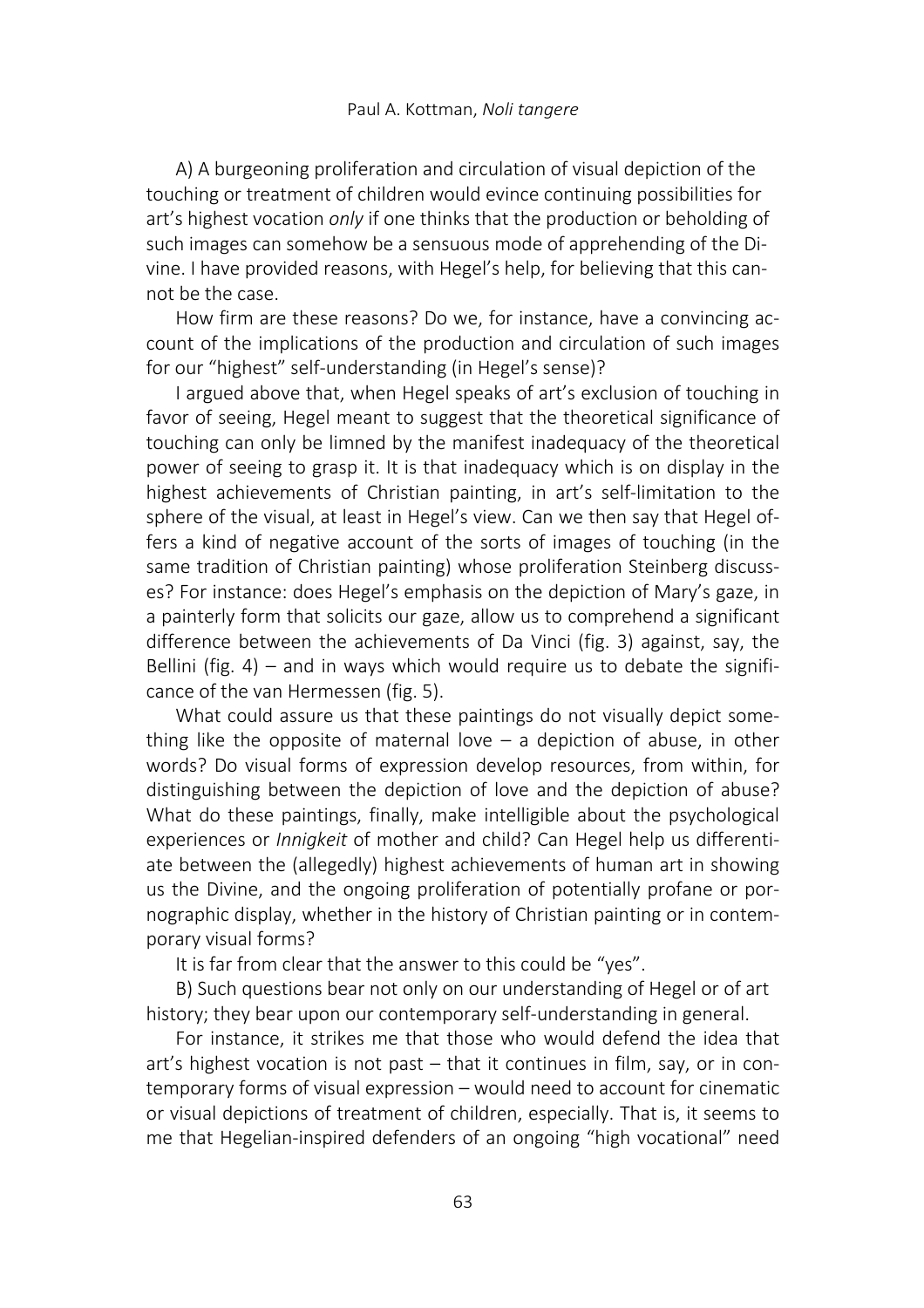A) A burgeoning proliferation and circulation of visual depiction of the touching or treatment of children would evince continuing possibilities for art's highest vocation *only* if one thinks that the production or beholding of such images can somehow be a sensuous mode of apprehending of the Divine. I have provided reasons, with Hegel's help, for believing that this cannot be the case.

How firm are these reasons? Do we, for instance, have a convincing account of the implications of the production and circulation of such images for our "highest" self-understanding (in Hegel's sense)?

I argued above that, when Hegel speaks of art's exclusion of touching in favor of seeing, Hegel meant to suggest that the theoretical significance of touching can only be limned by the manifest inadequacy of the theoretical power of seeing to grasp it. It is that inadequacy which is on display in the highest achievements of Christian painting, in art's self-limitation to the sphere of the visual, at least in Hegel's view. Can we then say that Hegel offers a kind of negative account of the sorts of images of touching (in the same tradition of Christian painting) whose proliferation Steinberg discusses? For instance: does Hegel's emphasis on the depiction of Mary's gaze, in a painterly form that solicits our gaze, allow us to comprehend a significant difference between the achievements of Da Vinci (fig. 3) against, say, the Bellini (fig. 4) – and in ways which would require us to debate the significance of the van Hermessen (fig. 5).

What could assure us that these paintings do not visually depict something like the opposite of maternal love – a depiction of abuse, in other words? Do visual forms of expression develop resources, from within, for distinguishing between the depiction of love and the depiction of abuse? What do these paintings, finally, make intelligible about the psychological experiences or *Innigkeit* of mother and child? Can Hegel help us differentiate between the (allegedly) highest achievements of human art in showing us the Divine, and the ongoing proliferation of potentially profane or pornographic display, whether in the history of Christian painting or in contemporary visual forms?

It is far from clear that the answer to this could be "yes".

B) Such questions bear not only on our understanding of Hegel or of art history; they bear upon our contemporary self-understanding in general.

For instance, it strikes me that those who would defend the idea that art's highest vocation is not past – that it continues in film, say, or in contemporary forms of visual expression – would need to account for cinematic or visual depictions of treatment of children, especially. That is, it seems to me that Hegelian-inspired defenders of an ongoing "high vocational" need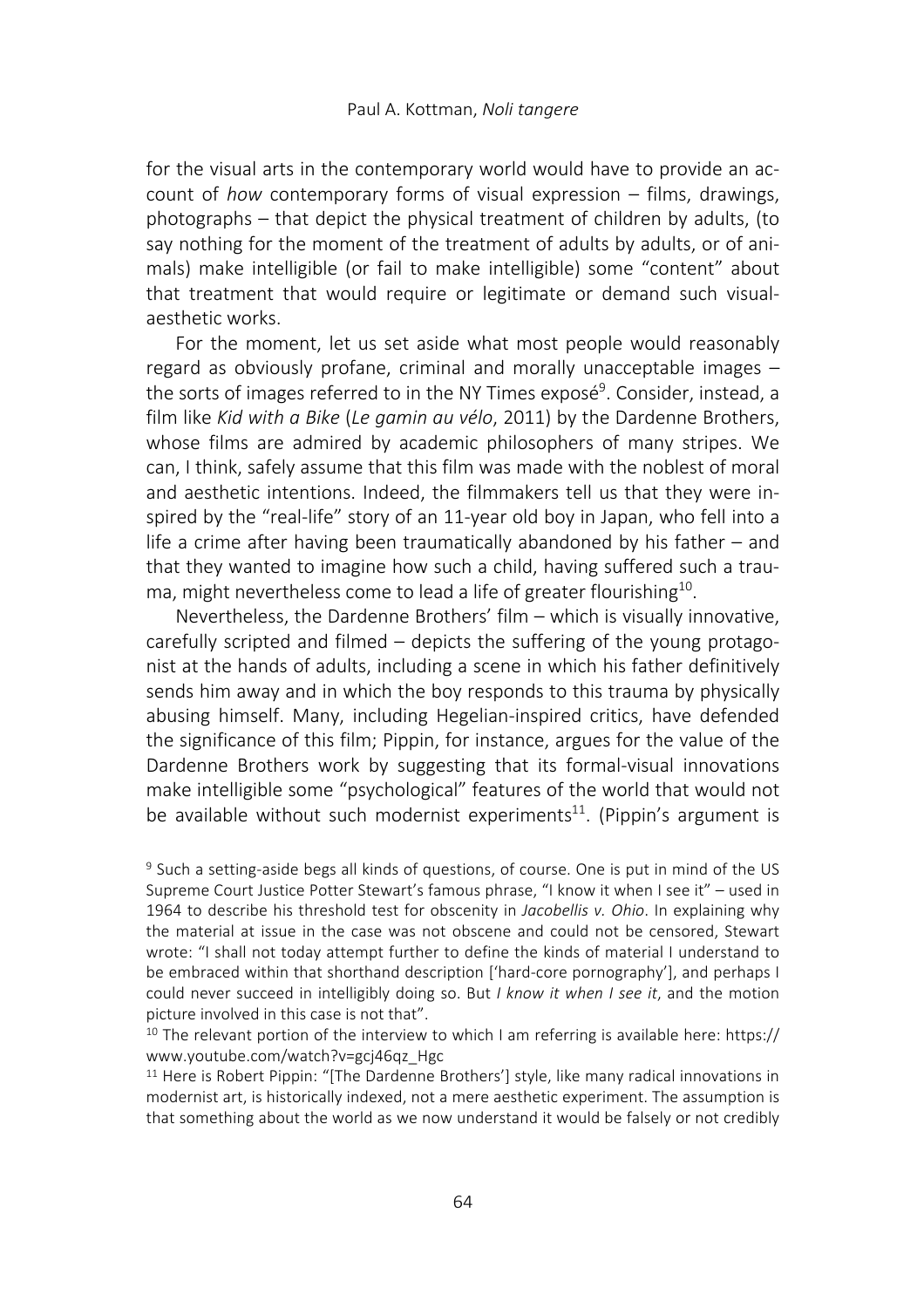for the visual arts in the contemporary world would have to provide an account of *how* contemporary forms of visual expression – films, drawings, photographs – that depict the physical treatment of children by adults, (to say nothing for the moment of the treatment of adults by adults, or of animals) make intelligible (or fail to make intelligible) some "content" about that treatment that would require or legitimate or demand such visual-aesthetic works.

For the moment, let us set aside what most people would reasonably regard as obviously profane, criminal and morally unacceptable images – the sorts of images referred to in the NY Times exposé[9]. Consider, instead, a film like *Kid with a Bike* (*Le gamin au vélo*, 2011) by the Dardenne Brothers, whose films are admired by academic philosophers of many stripes. We can, I think, safely assume that this film was made with the noblest of moral and aesthetic intentions. Indeed, the filmmakers tell us that they were inspired by the "real-life" story of an 11-year old boy in Japan, who fell into a life a crime after having been traumatically abandoned by his father – and that they wanted to imagine how such a child, having suffered such a trauma, might nevertheless come to lead a life of greater flourishing[10].

Nevertheless, the Dardenne Brothers' film – which is visually innovative, carefully scripted and filmed – depicts the suffering of the young protagonist at the hands of adults, including a scene in which his father definitively sends him away and in which the boy responds to this trauma by physically abusing himself. Many, including Hegelian-inspired critics, have defended the significance of this film; Pippin, for instance, argues for the value of the Dardenne Brothers work by suggesting that its formal-visual innovations make intelligible some "psychological" features of the world that would not be available without such modernist experiments[11]. (Pippin's argument is

[9] Such a setting-aside begs all kinds of questions, of course. One is put in mind of the US Supreme Court Justice Potter Stewart's famous phrase, "I know it when I see it" – used in 1964 to describe his threshold test for obscenity in *Jacobellis v. Ohio*. In explaining why the material at issue in the case was not obscene and could not be censored, Stewart wrote: "I shall not today attempt further to define the kinds of material I understand to be embraced within that shorthand description ['hard-core pornography'], and perhaps I could never succeed in intelligibly doing so. But *I know it when I see it*, and the motion picture involved in this case is not that".

[10] The relevant portion of the interview to which I am referring is available here: https://www.youtube.com/watch?v=gcj46qz_Hgc

[11] Here is Robert Pippin: "[The Dardenne Brothers'] style, like many radical innovations in modernist art, is historically indexed, not a mere aesthetic experiment. The assumption is that something about the world as we now understand it would be falsely or not credibly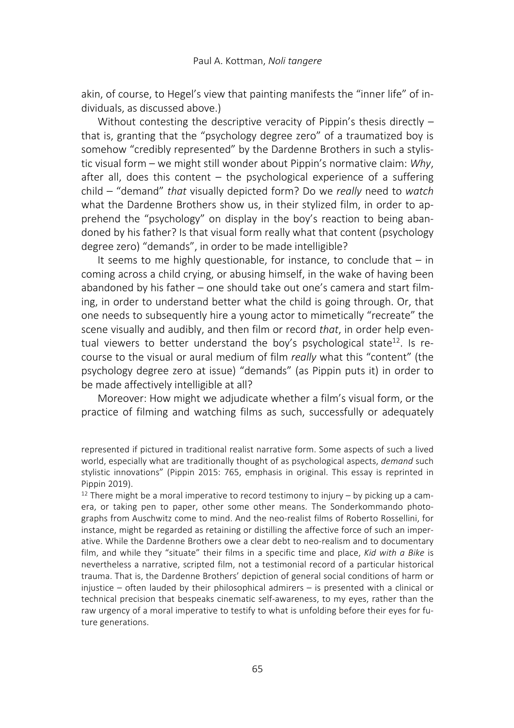akin, of course, to Hegel's view that painting manifests the "inner life" of individuals, as discussed above.)

Without contesting the descriptive veracity of Pippin's thesis directly – that is, granting that the "psychology degree zero" of a traumatized boy is somehow "credibly represented" by the Dardenne Brothers in such a stylistic visual form – we might still wonder about Pippin's normative claim: *Why*, after all, does this content – the psychological experience of a suffering child – "demand" *that* visually depicted form? Do we *really* need to *watch* what the Dardenne Brothers show us, in their stylized film, in order to apprehend the "psychology" on display in the boy's reaction to being abandoned by his father? Is that visual form really what that content (psychology degree zero) "demands", in order to be made intelligible?

It seems to me highly questionable, for instance, to conclude that – in coming across a child crying, or abusing himself, in the wake of having been abandoned by his father – one should take out one's camera and start filming, in order to understand better what the child is going through. Or, that one needs to subsequently hire a young actor to mimetically "recreate" the scene visually and audibly, and then film or record *that*, in order help eventual viewers to better understand the boy's psychological state[12]. Is recourse to the visual or aural medium of film *really* what this "content" (the psychology degree zero at issue) "demands" (as Pippin puts it) in order to be made affectively intelligible at all?

Moreover: How might we adjudicate whether a film's visual form, or the practice of filming and watching films as such, successfully or adequately

represented if pictured in traditional realist narrative form. Some aspects of such a lived world, especially what are traditionally thought of as psychological aspects, *demand* such stylistic innovations" (Pippin 2015: 765, emphasis in original. This essay is reprinted in Pippin 2019).

[12] There might be a moral imperative to record testimony to injury – by picking up a camera, or taking pen to paper, other some other means. The Sonderkommando photographs from Auschwitz come to mind. And the neo-realist films of Roberto Rossellini, for instance, might be regarded as retaining or distilling the affective force of such an imperative. While the Dardenne Brothers owe a clear debt to neo-realism and to documentary film, and while they "situate" their films in a specific time and place, *Kid with a Bike* is nevertheless a narrative, scripted film, not a testimonial record of a particular historical trauma. That is, the Dardenne Brothers' depiction of general social conditions of harm or injustice – often lauded by their philosophical admirers – is presented with a clinical or technical precision that bespeaks cinematic self-awareness, to my eyes, rather than the raw urgency of a moral imperative to testify to what is unfolding before their eyes for future generations.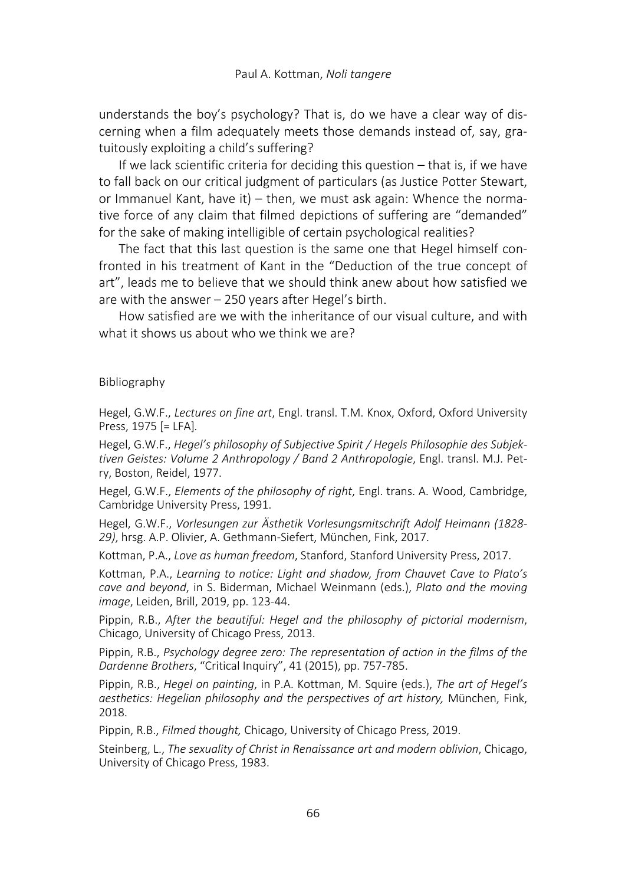understands the boy's psychology? That is, do we have a clear way of discerning when a film adequately meets those demands instead of, say, gratuitously exploiting a child's suffering?

If we lack scientific criteria for deciding this question – that is, if we have to fall back on our critical judgment of particulars (as Justice Potter Stewart, or Immanuel Kant, have it) – then, we must ask again: Whence the normative force of any claim that filmed depictions of suffering are "demanded" for the sake of making intelligible of certain psychological realities?

The fact that this last question is the same one that Hegel himself confronted in his treatment of Kant in the "Deduction of the true concept of art", leads me to believe that we should think anew about how satisfied we are with the answer – 250 years after Hegel's birth.

How satisfied are we with the inheritance of our visual culture, and with what it shows us about who we think we are?

## Bibliography

Hegel, G.W.F., *Lectures on fine art*, Engl. transl. T.M. Knox, Oxford, Oxford University Press, 1975 [= LFA].

Hegel, G.W.F., *Hegel's philosophy of Subjective Spirit / Hegels Philosophie des Subjektiven Geistes: Volume 2 Anthropology / Band 2 Anthropologie*, Engl. transl. M.J. Petry, Boston, Reidel, 1977.

Hegel, G.W.F., *Elements of the philosophy of right*, Engl. trans. A. Wood, Cambridge, Cambridge University Press, 1991.

Hegel, G.W.F., *Vorlesungen zur Ästhetik Vorlesungsmitschrift Adolf Heimann (1828-29)*, hrsg. A.P. Olivier, A. Gethmann-Siefert, München, Fink, 2017.

Kottman, P.A., *Love as human freedom*, Stanford, Stanford University Press, 2017.

Kottman, P.A., *Learning to notice: Light and shadow, from Chauvet Cave to Plato's cave and beyond*, in S. Biderman, Michael Weinmann (eds.), *Plato and the moving image*, Leiden, Brill, 2019, pp. 123-44.

Pippin, R.B., *After the beautiful: Hegel and the philosophy of pictorial modernism*, Chicago, University of Chicago Press, 2013.

Pippin, R.B., *Psychology degree zero: The representation of action in the films of the Dardenne Brothers*, "Critical Inquiry", 41 (2015), pp. 757-785.

Pippin, R.B., *Hegel on painting*, in P.A. Kottman, M. Squire (eds.), *The art of Hegel's aesthetics: Hegelian philosophy and the perspectives of art history,* München, Fink, 2018.

Pippin, R.B., *Filmed thought,* Chicago, University of Chicago Press, 2019.

Steinberg, L., *The sexuality of Christ in Renaissance art and modern oblivion*, Chicago, University of Chicago Press, 1983.